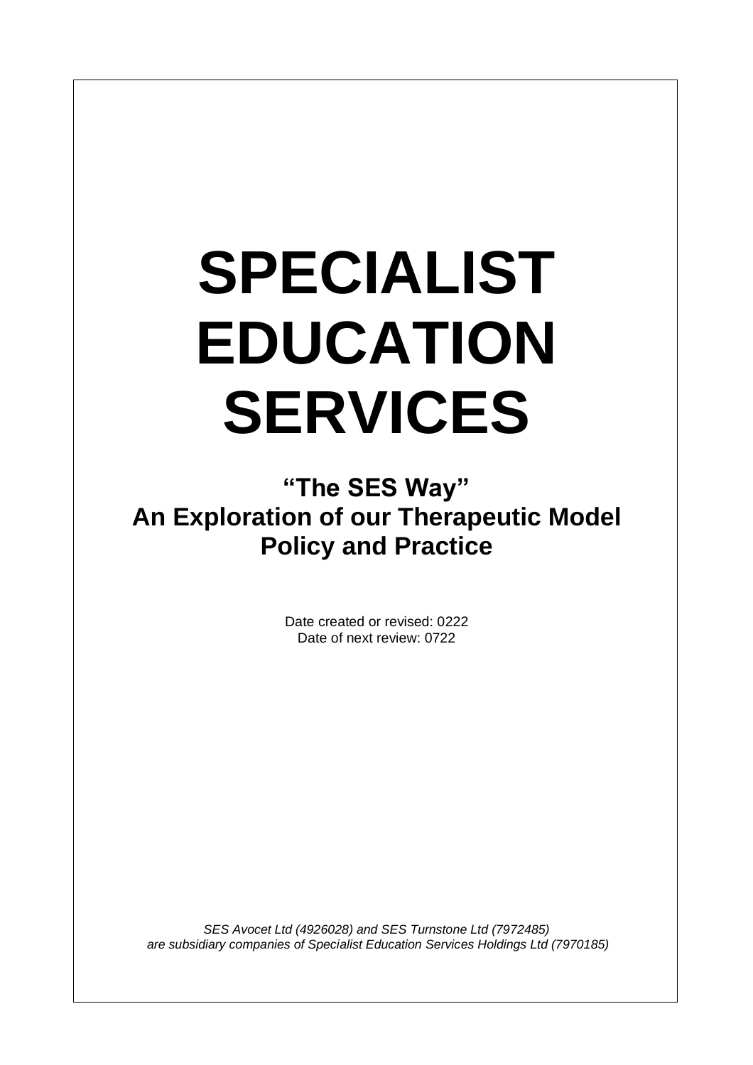# SPECIALIST EDUCATION SERVICES

## "The SES Way"
## An Exploration of our Therapeutic Model Policy and Practice

Date created or revised: 0222
Date of next review: 0722

*SES Avocet Ltd (4926028) and SES Turnstone Ltd (7972485) are subsidiary companies of Specialist Education Services Holdings Ltd (7970185)*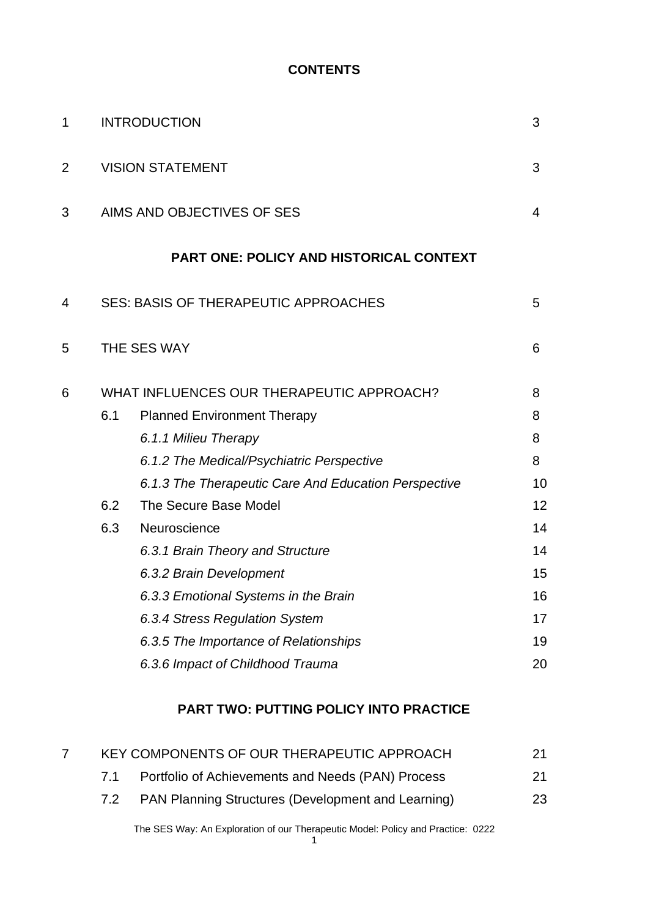**CONTENTS**

| | | | |
|---|---|---|---|
| 1 | INTRODUCTION | | 3 |
| 2 | VISION STATEMENT | | 3 |
| 3 | AIMS AND OBJECTIVES OF SES | | 4 |

**PART ONE: POLICY AND HISTORICAL CONTEXT**

| | | | |
|---|---|---|---|
| 4 | SES: BASIS OF THERAPEUTIC APPROACHES | | 5 |
| 5 | THE SES WAY | | 6 |
| 6 | WHAT INFLUENCES OUR THERAPEUTIC APPROACH? | | 8 |
| | 6.1 | Planned Environment Therapy | 8 |
| | | *6.1.1 Milieu Therapy* | 8 |
| | | *6.1.2 The Medical/Psychiatric Perspective* | 8 |
| | | *6.1.3 The Therapeutic Care And Education Perspective* | 10 |
| | 6.2 | The Secure Base Model | 12 |
| | 6.3 | Neuroscience | 14 |
| | | *6.3.1 Brain Theory and Structure* | 14 |
| | | *6.3.2 Brain Development* | 15 |
| | | *6.3.3 Emotional Systems in the Brain* | 16 |
| | | *6.3.4 Stress Regulation System* | 17 |
| | | *6.3.5 The Importance of Relationships* | 19 |
| | | *6.3.6 Impact of Childhood Trauma* | 20 |

**PART TWO: PUTTING POLICY INTO PRACTICE**

| | | | |
|---|---|---|---|
| 7 | KEY COMPONENTS OF OUR THERAPEUTIC APPROACH | | 21 |
| | 7.1 | Portfolio of Achievements and Needs (PAN) Process | 21 |
| | 7.2 | PAN Planning Structures (Development and Learning) | 23 |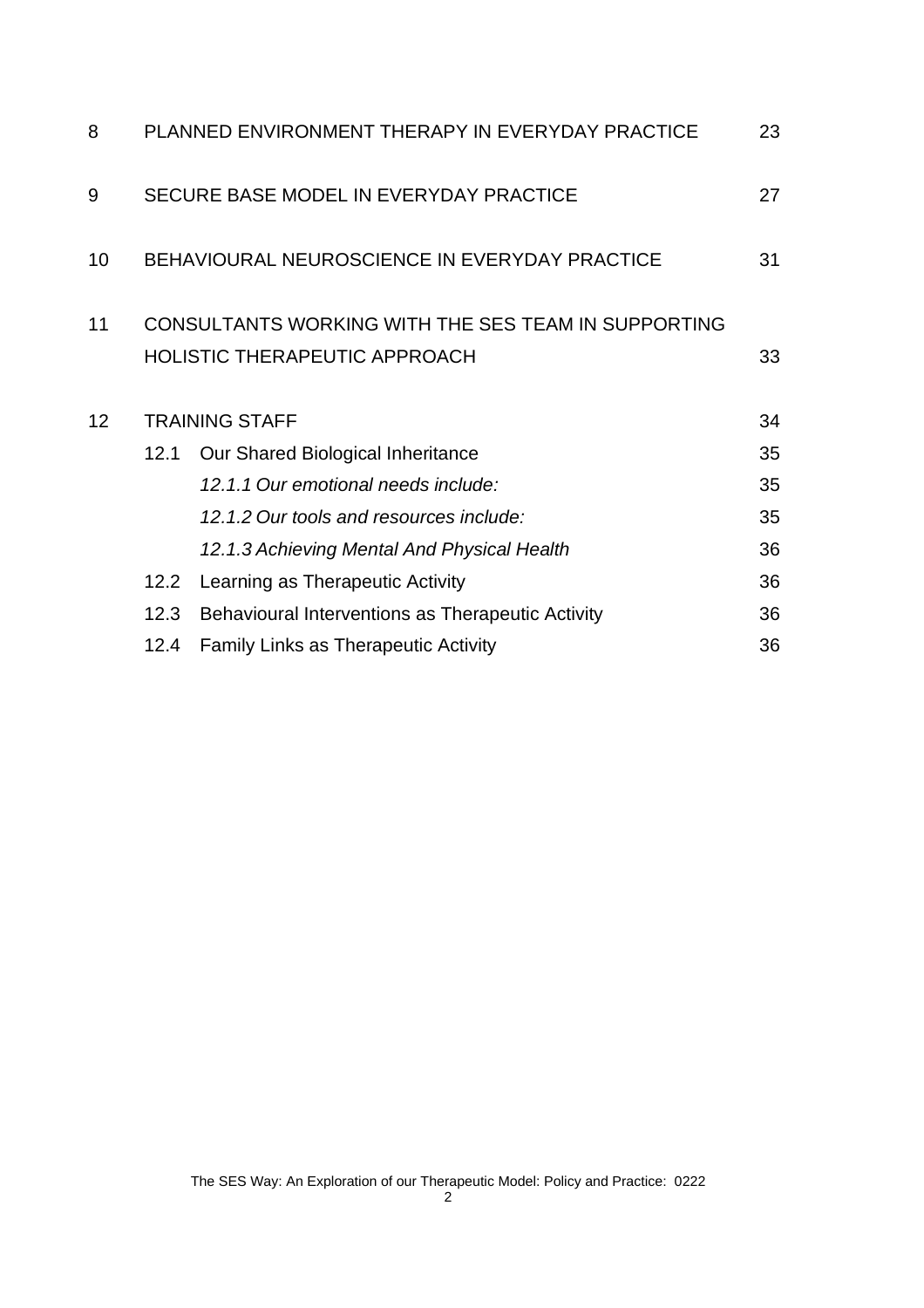| | | |
|---|---|---|
| 8 | PLANNED ENVIRONMENT THERAPY IN EVERYDAY PRACTICE | 23 |
| 9 | SECURE BASE MODEL IN EVERYDAY PRACTICE | 27 |
| 10 | BEHAVIOURAL NEUROSCIENCE IN EVERYDAY PRACTICE | 31 |
| 11 | CONSULTANTS WORKING WITH THE SES TEAM IN SUPPORTING HOLISTIC THERAPEUTIC APPROACH | 33 |
| 12 | TRAINING STAFF | 34 |
| | 12.1 Our Shared Biological Inheritance | 35 |
| | *12.1.1 Our emotional needs include:* | 35 |
| | *12.1.2 Our tools and resources include:* | 35 |
| | *12.1.3 Achieving Mental And Physical Health* | 36 |
| | 12.2 Learning as Therapeutic Activity | 36 |
| | 12.3 Behavioural Interventions as Therapeutic Activity | 36 |
| | 12.4 Family Links as Therapeutic Activity | 36 |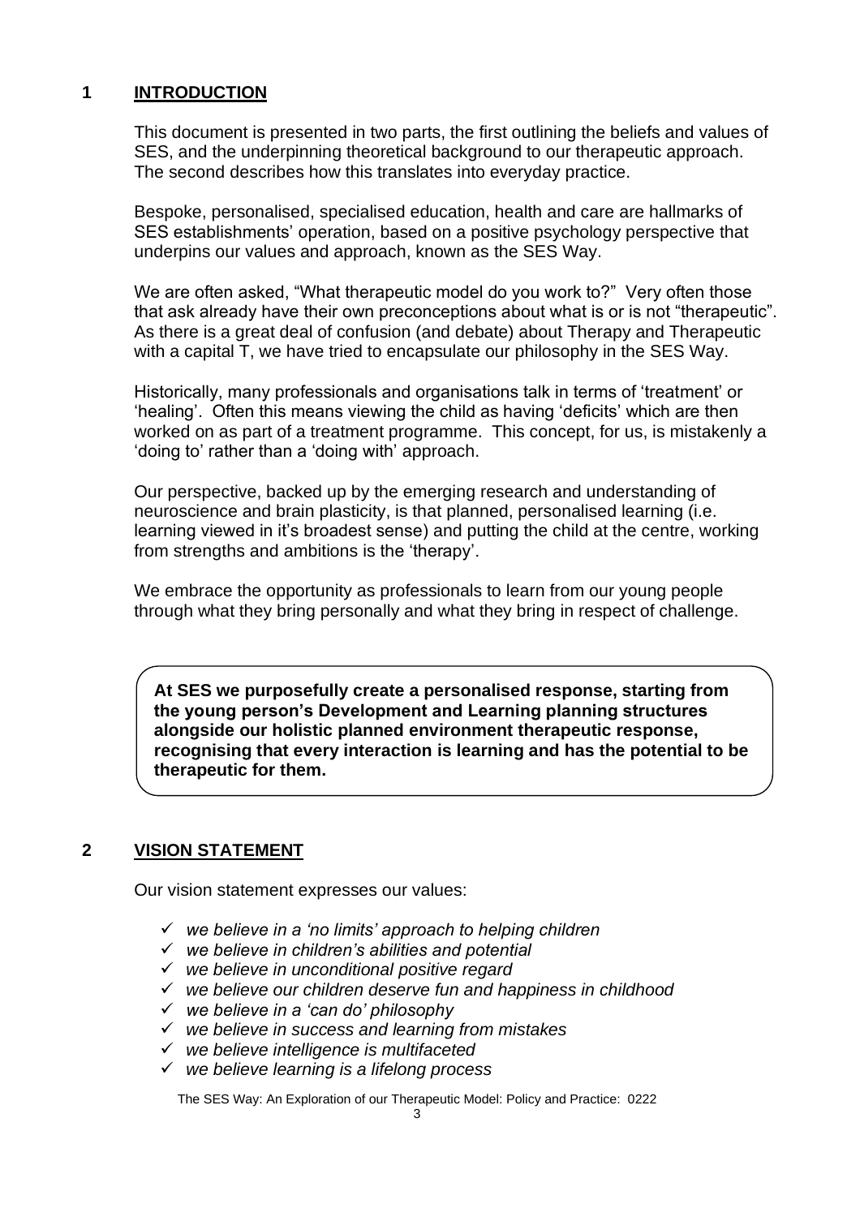## 1 INTRODUCTION

This document is presented in two parts, the first outlining the beliefs and values of SES, and the underpinning theoretical background to our therapeutic approach. The second describes how this translates into everyday practice.

Bespoke, personalised, specialised education, health and care are hallmarks of SES establishments' operation, based on a positive psychology perspective that underpins our values and approach, known as the SES Way.

We are often asked, "What therapeutic model do you work to?" Very often those that ask already have their own preconceptions about what is or is not "therapeutic". As there is a great deal of confusion (and debate) about Therapy and Therapeutic with a capital T, we have tried to encapsulate our philosophy in the SES Way.

Historically, many professionals and organisations talk in terms of 'treatment' or 'healing'. Often this means viewing the child as having 'deficits' which are then worked on as part of a treatment programme. This concept, for us, is mistakenly a 'doing to' rather than a 'doing with' approach.

Our perspective, backed up by the emerging research and understanding of neuroscience and brain plasticity, is that planned, personalised learning (i.e. learning viewed in it's broadest sense) and putting the child at the centre, working from strengths and ambitions is the 'therapy'.

We embrace the opportunity as professionals to learn from our young people through what they bring personally and what they bring in respect of challenge.

**At SES we purposefully create a personalised response, starting from the young person's Development and Learning planning structures alongside our holistic planned environment therapeutic response, recognising that every interaction is learning and has the potential to be therapeutic for them.**

## 2 VISION STATEMENT

Our vision statement expresses our values:

- ✓ *we believe in a 'no limits' approach to helping children*
- ✓ *we believe in children's abilities and potential*
- ✓ *we believe in unconditional positive regard*
- ✓ *we believe our children deserve fun and happiness in childhood*
- ✓ *we believe in a 'can do' philosophy*
- ✓ *we believe in success and learning from mistakes*
- ✓ *we believe intelligence is multifaceted*
- ✓ *we believe learning is a lifelong process*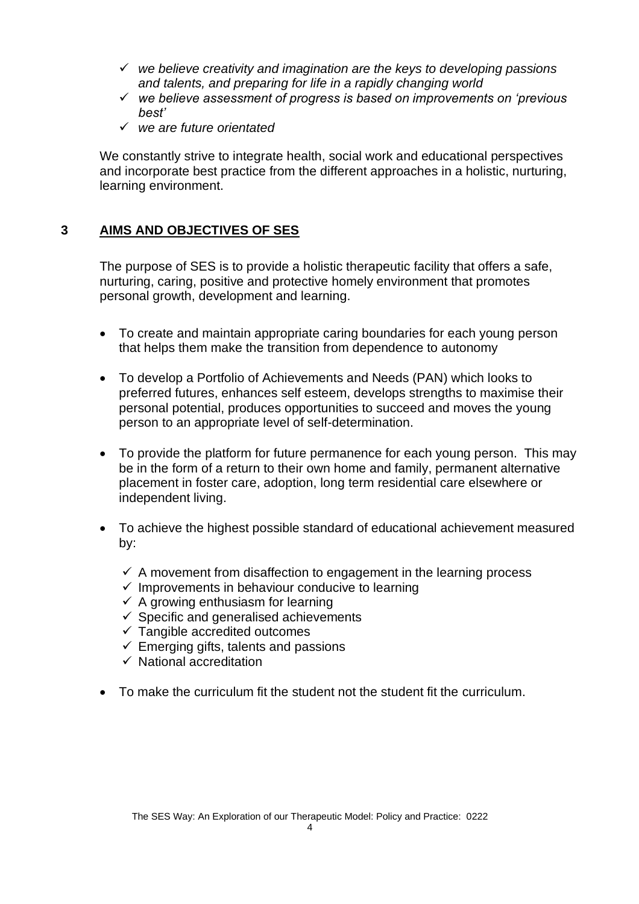- ✓ *we believe creativity and imagination are the keys to developing passions and talents, and preparing for life in a rapidly changing world*
- ✓ *we believe assessment of progress is based on improvements on 'previous best'*
- ✓ *we are future orientated*

We constantly strive to integrate health, social work and educational perspectives and incorporate best practice from the different approaches in a holistic, nurturing, learning environment.

## 3 AIMS AND OBJECTIVES OF SES

The purpose of SES is to provide a holistic therapeutic facility that offers a safe, nurturing, caring, positive and protective homely environment that promotes personal growth, development and learning.

- To create and maintain appropriate caring boundaries for each young person that helps them make the transition from dependence to autonomy

- To develop a Portfolio of Achievements and Needs (PAN) which looks to preferred futures, enhances self esteem, develops strengths to maximise their personal potential, produces opportunities to succeed and moves the young person to an appropriate level of self-determination.

- To provide the platform for future permanence for each young person. This may be in the form of a return to their own home and family, permanent alternative placement in foster care, adoption, long term residential care elsewhere or independent living.

- To achieve the highest possible standard of educational achievement measured by:

  - ✓ A movement from disaffection to engagement in the learning process
  - ✓ Improvements in behaviour conducive to learning
  - ✓ A growing enthusiasm for learning
  - ✓ Specific and generalised achievements
  - ✓ Tangible accredited outcomes
  - ✓ Emerging gifts, talents and passions
  - ✓ National accreditation

- To make the curriculum fit the student not the student fit the curriculum.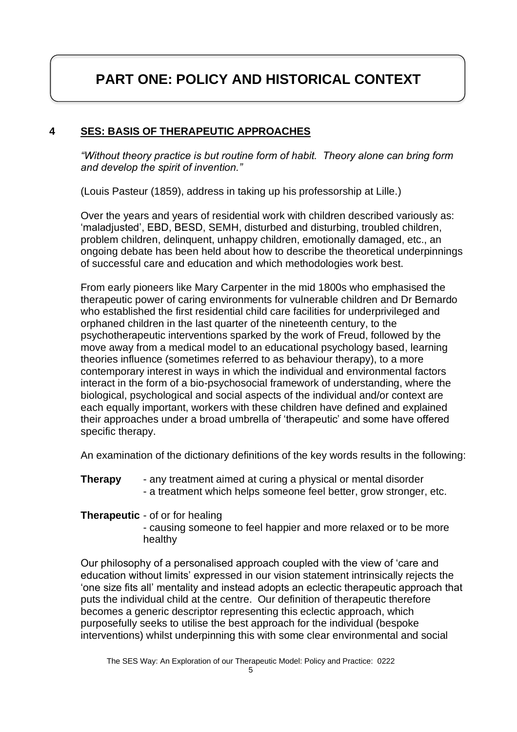# PART ONE: POLICY AND HISTORICAL CONTEXT

## 4 SES: BASIS OF THERAPEUTIC APPROACHES

*"Without theory practice is but routine form of habit. Theory alone can bring form and develop the spirit of invention."*

(Louis Pasteur (1859), address in taking up his professorship at Lille.)

Over the years and years of residential work with children described variously as: 'maladjusted', EBD, BESD, SEMH, disturbed and disturbing, troubled children, problem children, delinquent, unhappy children, emotionally damaged, etc., an ongoing debate has been held about how to describe the theoretical underpinnings of successful care and education and which methodologies work best.

From early pioneers like Mary Carpenter in the mid 1800s who emphasised the therapeutic power of caring environments for vulnerable children and Dr Bernardo who established the first residential child care facilities for underprivileged and orphaned children in the last quarter of the nineteenth century, to the psychotherapeutic interventions sparked by the work of Freud, followed by the move away from a medical model to an educational psychology based, learning theories influence (sometimes referred to as behaviour therapy), to a more contemporary interest in ways in which the individual and environmental factors interact in the form of a bio-psychosocial framework of understanding, where the biological, psychological and social aspects of the individual and/or context are each equally important, workers with these children have defined and explained their approaches under a broad umbrella of 'therapeutic' and some have offered specific therapy.

An examination of the dictionary definitions of the key words results in the following:

**Therapy**
- any treatment aimed at curing a physical or mental disorder
- a treatment which helps someone feel better, grow stronger, etc.

**Therapeutic**
- of or for healing
- causing someone to feel happier and more relaxed or to be more healthy

Our philosophy of a personalised approach coupled with the view of 'care and education without limits' expressed in our vision statement intrinsically rejects the 'one size fits all' mentality and instead adopts an eclectic therapeutic approach that puts the individual child at the centre. Our definition of therapeutic therefore becomes a generic descriptor representing this eclectic approach, which purposefully seeks to utilise the best approach for the individual (bespoke interventions) whilst underpinning this with some clear environmental and social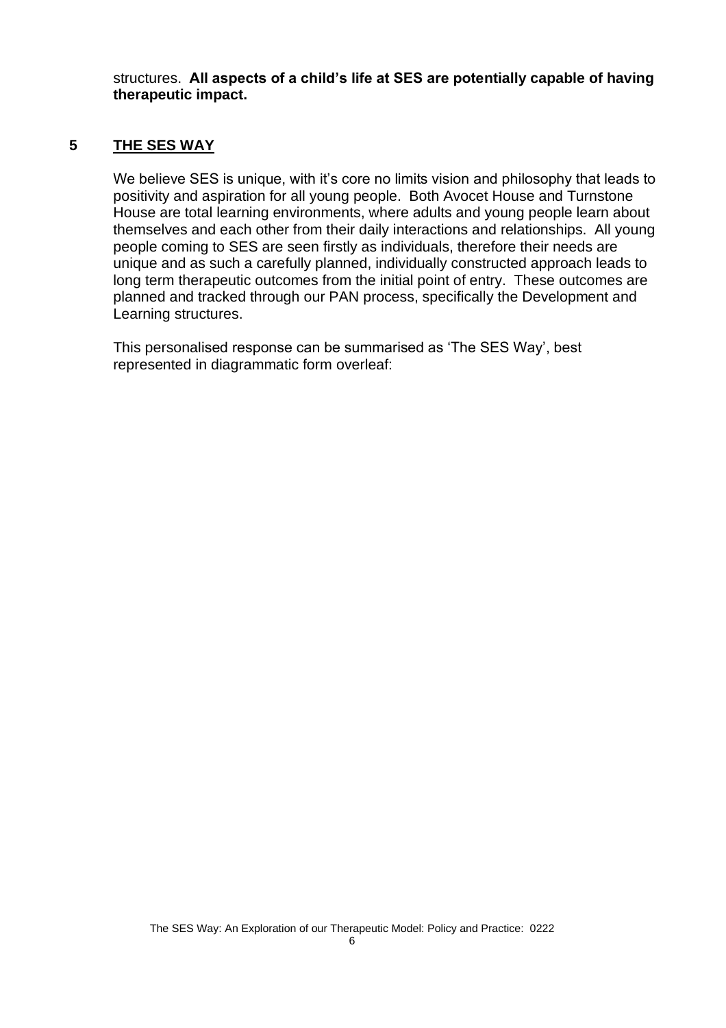structures. **All aspects of a child's life at SES are potentially capable of having therapeutic impact.**

## 5 THE SES WAY

We believe SES is unique, with it's core no limits vision and philosophy that leads to positivity and aspiration for all young people. Both Avocet House and Turnstone House are total learning environments, where adults and young people learn about themselves and each other from their daily interactions and relationships. All young people coming to SES are seen firstly as individuals, therefore their needs are unique and as such a carefully planned, individually constructed approach leads to long term therapeutic outcomes from the initial point of entry. These outcomes are planned and tracked through our PAN process, specifically the Development and Learning structures.

This personalised response can be summarised as 'The SES Way', best represented in diagrammatic form overleaf: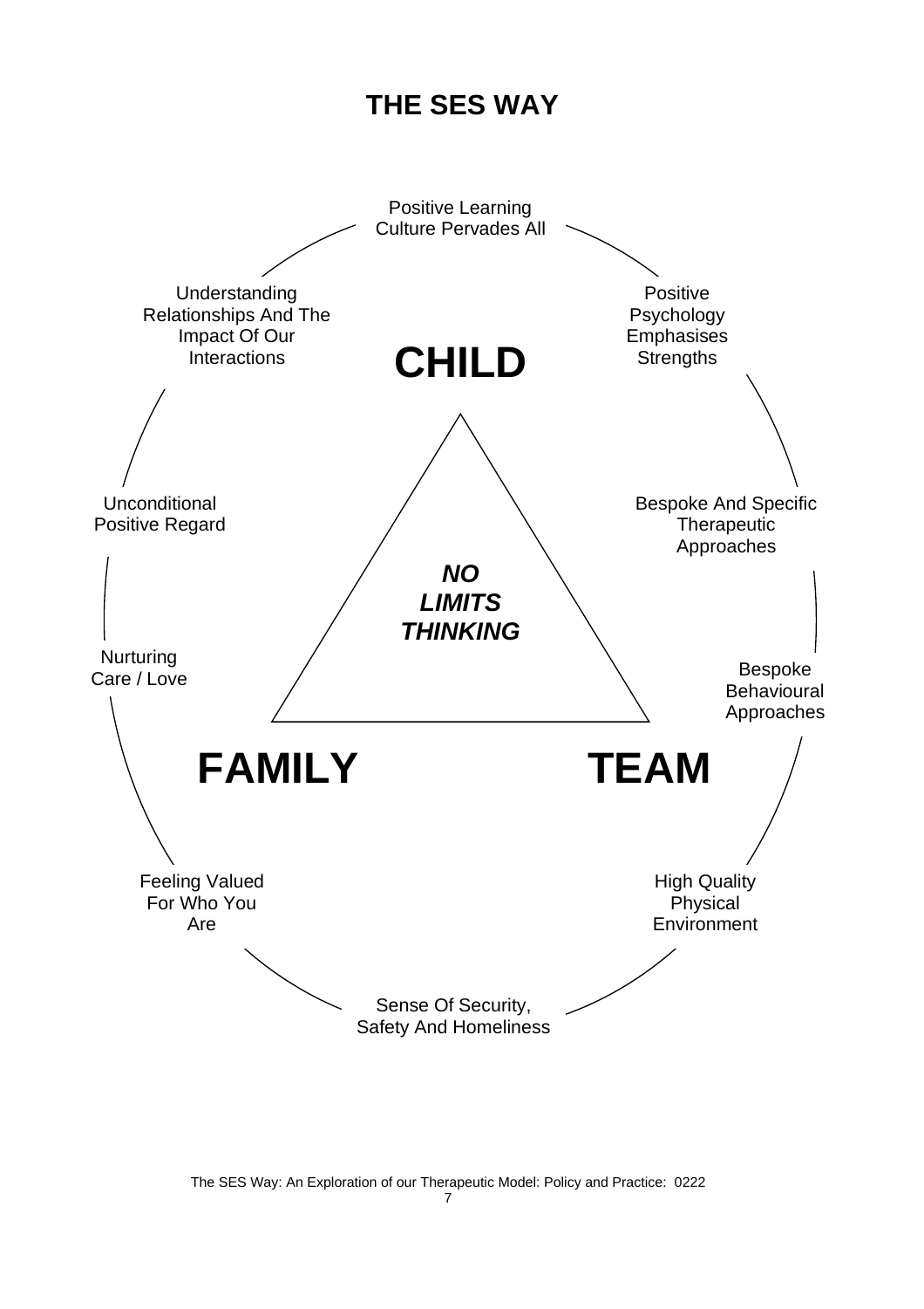# THE SES WAY

Positive Learning Culture Pervades All

Positive Psychology Emphasises Strengths

Bespoke And Specific Therapeutic Approaches

Bespoke Behavioural Approaches

High Quality Physical Environment

Sense Of Security, Safety And Homeliness

Feeling Valued For Who You Are

Nurturing Care / Love

Unconditional Positive Regard

Understanding Relationships And The Impact Of Our Interactions

**CHILD**

***NO LIMITS THINKING***

**FAMILY**

**TEAM**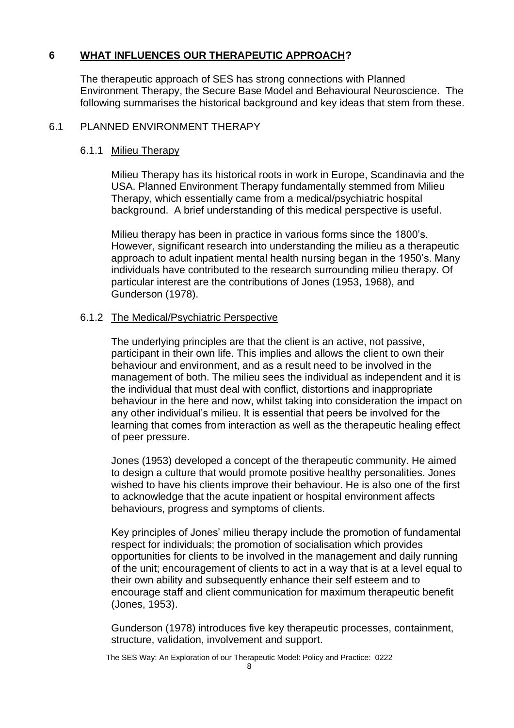## 6 WHAT INFLUENCES OUR THERAPEUTIC APPROACH?

The therapeutic approach of SES has strong connections with Planned Environment Therapy, the Secure Base Model and Behavioural Neuroscience. The following summarises the historical background and key ideas that stem from these.

### 6.1 PLANNED ENVIRONMENT THERAPY

#### 6.1.1 Milieu Therapy

Milieu Therapy has its historical roots in work in Europe, Scandinavia and the USA. Planned Environment Therapy fundamentally stemmed from Milieu Therapy, which essentially came from a medical/psychiatric hospital background. A brief understanding of this medical perspective is useful.

Milieu therapy has been in practice in various forms since the 1800's. However, significant research into understanding the milieu as a therapeutic approach to adult inpatient mental health nursing began in the 1950's. Many individuals have contributed to the research surrounding milieu therapy. Of particular interest are the contributions of Jones (1953, 1968), and Gunderson (1978).

#### 6.1.2 The Medical/Psychiatric Perspective

The underlying principles are that the client is an active, not passive, participant in their own life. This implies and allows the client to own their behaviour and environment, and as a result need to be involved in the management of both. The milieu sees the individual as independent and it is the individual that must deal with conflict, distortions and inappropriate behaviour in the here and now, whilst taking into consideration the impact on any other individual's milieu. It is essential that peers be involved for the learning that comes from interaction as well as the therapeutic healing effect of peer pressure.

Jones (1953) developed a concept of the therapeutic community. He aimed to design a culture that would promote positive healthy personalities. Jones wished to have his clients improve their behaviour. He is also one of the first to acknowledge that the acute inpatient or hospital environment affects behaviours, progress and symptoms of clients.

Key principles of Jones' milieu therapy include the promotion of fundamental respect for individuals; the promotion of socialisation which provides opportunities for clients to be involved in the management and daily running of the unit; encouragement of clients to act in a way that is at a level equal to their own ability and subsequently enhance their self esteem and to encourage staff and client communication for maximum therapeutic benefit (Jones, 1953).

Gunderson (1978) introduces five key therapeutic processes, containment, structure, validation, involvement and support.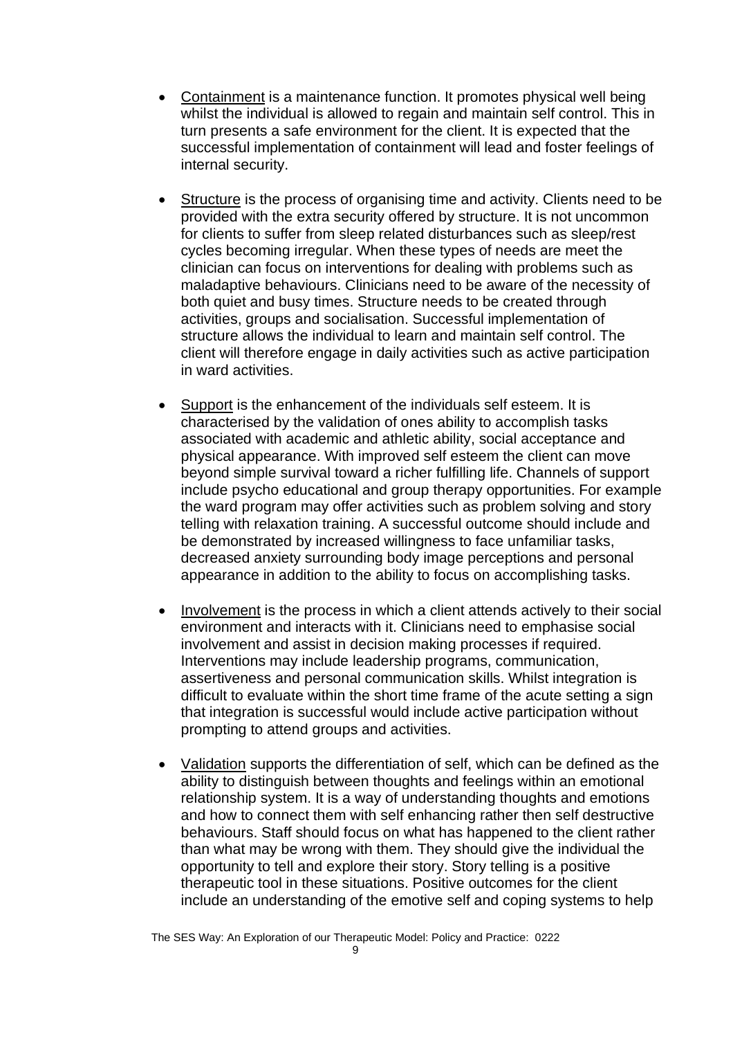- Containment is a maintenance function. It promotes physical well being whilst the individual is allowed to regain and maintain self control. This in turn presents a safe environment for the client. It is expected that the successful implementation of containment will lead and foster feelings of internal security.

- Structure is the process of organising time and activity. Clients need to be provided with the extra security offered by structure. It is not uncommon for clients to suffer from sleep related disturbances such as sleep/rest cycles becoming irregular. When these types of needs are meet the clinician can focus on interventions for dealing with problems such as maladaptive behaviours. Clinicians need to be aware of the necessity of both quiet and busy times. Structure needs to be created through activities, groups and socialisation. Successful implementation of structure allows the individual to learn and maintain self control. The client will therefore engage in daily activities such as active participation in ward activities.

- Support is the enhancement of the individuals self esteem. It is characterised by the validation of ones ability to accomplish tasks associated with academic and athletic ability, social acceptance and physical appearance. With improved self esteem the client can move beyond simple survival toward a richer fulfilling life. Channels of support include psycho educational and group therapy opportunities. For example the ward program may offer activities such as problem solving and story telling with relaxation training. A successful outcome should include and be demonstrated by increased willingness to face unfamiliar tasks, decreased anxiety surrounding body image perceptions and personal appearance in addition to the ability to focus on accomplishing tasks.

- Involvement is the process in which a client attends actively to their social environment and interacts with it. Clinicians need to emphasise social involvement and assist in decision making processes if required. Interventions may include leadership programs, communication, assertiveness and personal communication skills. Whilst integration is difficult to evaluate within the short time frame of the acute setting a sign that integration is successful would include active participation without prompting to attend groups and activities.

- Validation supports the differentiation of self, which can be defined as the ability to distinguish between thoughts and feelings within an emotional relationship system. It is a way of understanding thoughts and emotions and how to connect them with self enhancing rather then self destructive behaviours. Staff should focus on what has happened to the client rather than what may be wrong with them. They should give the individual the opportunity to tell and explore their story. Story telling is a positive therapeutic tool in these situations. Positive outcomes for the client include an understanding of the emotive self and coping systems to help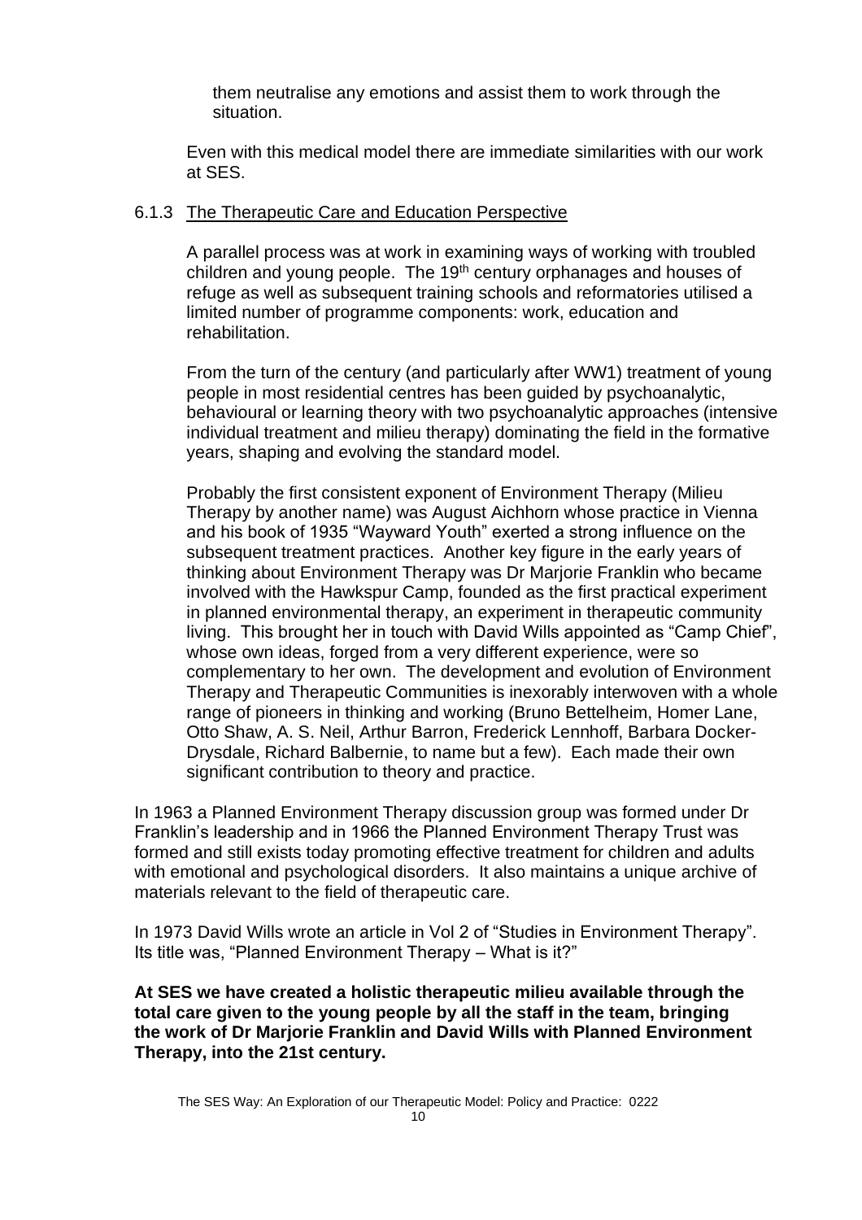them neutralise any emotions and assist them to work through the situation.

Even with this medical model there are immediate similarities with our work at SES.

### 6.1.3 The Therapeutic Care and Education Perspective

A parallel process was at work in examining ways of working with troubled children and young people. The 19th century orphanages and houses of refuge as well as subsequent training schools and reformatories utilised a limited number of programme components: work, education and rehabilitation.

From the turn of the century (and particularly after WW1) treatment of young people in most residential centres has been guided by psychoanalytic, behavioural or learning theory with two psychoanalytic approaches (intensive individual treatment and milieu therapy) dominating the field in the formative years, shaping and evolving the standard model.

Probably the first consistent exponent of Environment Therapy (Milieu Therapy by another name) was August Aichhorn whose practice in Vienna and his book of 1935 "Wayward Youth" exerted a strong influence on the subsequent treatment practices. Another key figure in the early years of thinking about Environment Therapy was Dr Marjorie Franklin who became involved with the Hawkspur Camp, founded as the first practical experiment in planned environmental therapy, an experiment in therapeutic community living. This brought her in touch with David Wills appointed as "Camp Chief", whose own ideas, forged from a very different experience, were so complementary to her own. The development and evolution of Environment Therapy and Therapeutic Communities is inexorably interwoven with a whole range of pioneers in thinking and working (Bruno Bettelheim, Homer Lane, Otto Shaw, A. S. Neil, Arthur Barron, Frederick Lennhoff, Barbara Docker-Drysdale, Richard Balbernie, to name but a few). Each made their own significant contribution to theory and practice.

In 1963 a Planned Environment Therapy discussion group was formed under Dr Franklin's leadership and in 1966 the Planned Environment Therapy Trust was formed and still exists today promoting effective treatment for children and adults with emotional and psychological disorders. It also maintains a unique archive of materials relevant to the field of therapeutic care.

In 1973 David Wills wrote an article in Vol 2 of "Studies in Environment Therapy". Its title was, "Planned Environment Therapy – What is it?"

**At SES we have created a holistic therapeutic milieu available through the total care given to the young people by all the staff in the team, bringing the work of Dr Marjorie Franklin and David Wills with Planned Environment Therapy, into the 21st century.**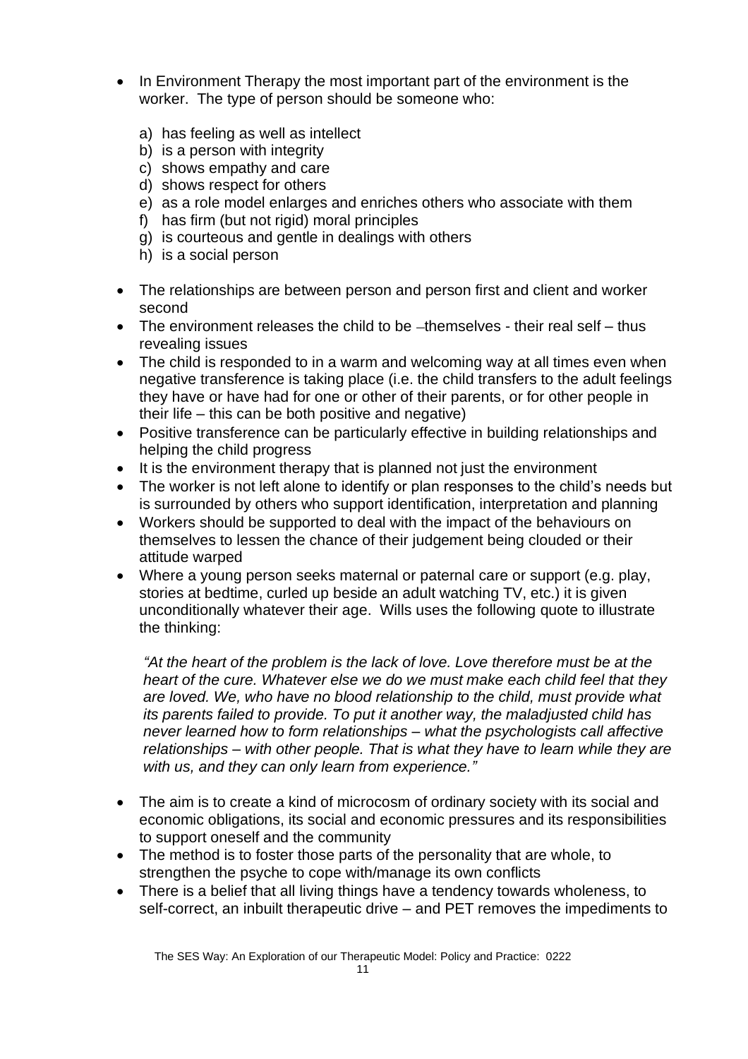- In Environment Therapy the most important part of the environment is the worker. The type of person should be someone who:

  a) has feeling as well as intellect
  b) is a person with integrity
  c) shows empathy and care
  d) shows respect for others
  e) as a role model enlarges and enriches others who associate with them
  f) has firm (but not rigid) moral principles
  g) is courteous and gentle in dealings with others
  h) is a social person

- The relationships are between person and person first and client and worker second
- The environment releases the child to be –themselves - their real self – thus revealing issues
- The child is responded to in a warm and welcoming way at all times even when negative transference is taking place (i.e. the child transfers to the adult feelings they have or have had for one or other of their parents, or for other people in their life – this can be both positive and negative)
- Positive transference can be particularly effective in building relationships and helping the child progress
- It is the environment therapy that is planned not just the environment
- The worker is not left alone to identify or plan responses to the child's needs but is surrounded by others who support identification, interpretation and planning
- Workers should be supported to deal with the impact of the behaviours on themselves to lessen the chance of their judgement being clouded or their attitude warped
- Where a young person seeks maternal or paternal care or support (e.g. play, stories at bedtime, curled up beside an adult watching TV, etc.) it is given unconditionally whatever their age. Wills uses the following quote to illustrate the thinking:

  *"At the heart of the problem is the lack of love. Love therefore must be at the heart of the cure. Whatever else we do we must make each child feel that they are loved. We, who have no blood relationship to the child, must provide what its parents failed to provide. To put it another way, the maladjusted child has never learned how to form relationships – what the psychologists call affective relationships – with other people. That is what they have to learn while they are with us, and they can only learn from experience."*

- The aim is to create a kind of microcosm of ordinary society with its social and economic obligations, its social and economic pressures and its responsibilities to support oneself and the community
- The method is to foster those parts of the personality that are whole, to strengthen the psyche to cope with/manage its own conflicts
- There is a belief that all living things have a tendency towards wholeness, to self-correct, an inbuilt therapeutic drive – and PET removes the impediments to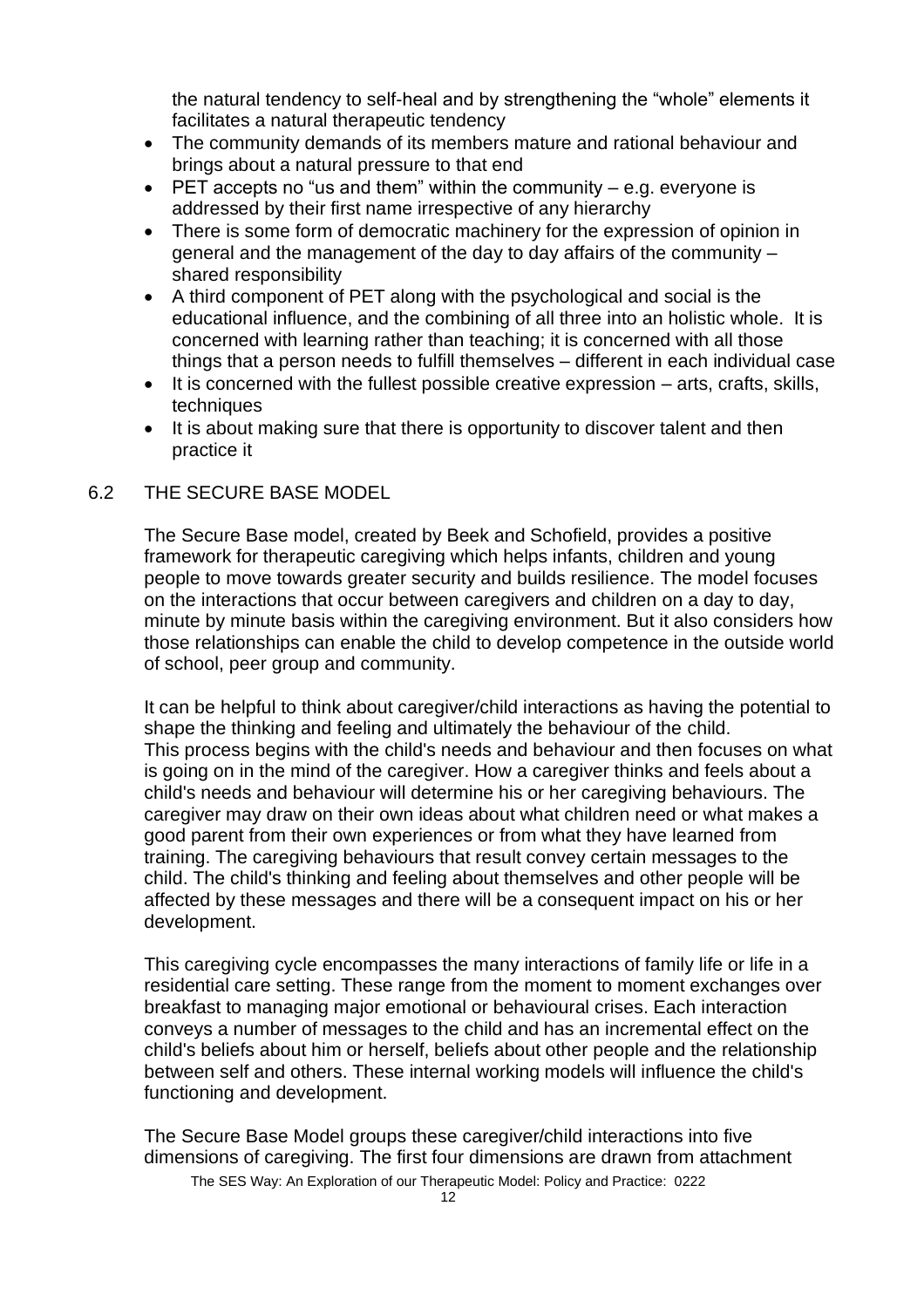the natural tendency to self-heal and by strengthening the "whole" elements it facilitates a natural therapeutic tendency

- The community demands of its members mature and rational behaviour and brings about a natural pressure to that end
- PET accepts no "us and them" within the community – e.g. everyone is addressed by their first name irrespective of any hierarchy
- There is some form of democratic machinery for the expression of opinion in general and the management of the day to day affairs of the community – shared responsibility
- A third component of PET along with the psychological and social is the educational influence, and the combining of all three into an holistic whole. It is concerned with learning rather than teaching; it is concerned with all those things that a person needs to fulfill themselves – different in each individual case
- It is concerned with the fullest possible creative expression – arts, crafts, skills, techniques
- It is about making sure that there is opportunity to discover talent and then practice it

## 6.2 THE SECURE BASE MODEL

The Secure Base model, created by Beek and Schofield, provides a positive framework for therapeutic caregiving which helps infants, children and young people to move towards greater security and builds resilience. The model focuses on the interactions that occur between caregivers and children on a day to day, minute by minute basis within the caregiving environment. But it also considers how those relationships can enable the child to develop competence in the outside world of school, peer group and community.

It can be helpful to think about caregiver/child interactions as having the potential to shape the thinking and feeling and ultimately the behaviour of the child. This process begins with the child's needs and behaviour and then focuses on what is going on in the mind of the caregiver. How a caregiver thinks and feels about a child's needs and behaviour will determine his or her caregiving behaviours. The caregiver may draw on their own ideas about what children need or what makes a good parent from their own experiences or from what they have learned from training. The caregiving behaviours that result convey certain messages to the child. The child's thinking and feeling about themselves and other people will be affected by these messages and there will be a consequent impact on his or her development.

This caregiving cycle encompasses the many interactions of family life or life in a residential care setting. These range from the moment to moment exchanges over breakfast to managing major emotional or behavioural crises. Each interaction conveys a number of messages to the child and has an incremental effect on the child's beliefs about him or herself, beliefs about other people and the relationship between self and others. These internal working models will influence the child's functioning and development.

The Secure Base Model groups these caregiver/child interactions into five dimensions of caregiving. The first four dimensions are drawn from attachment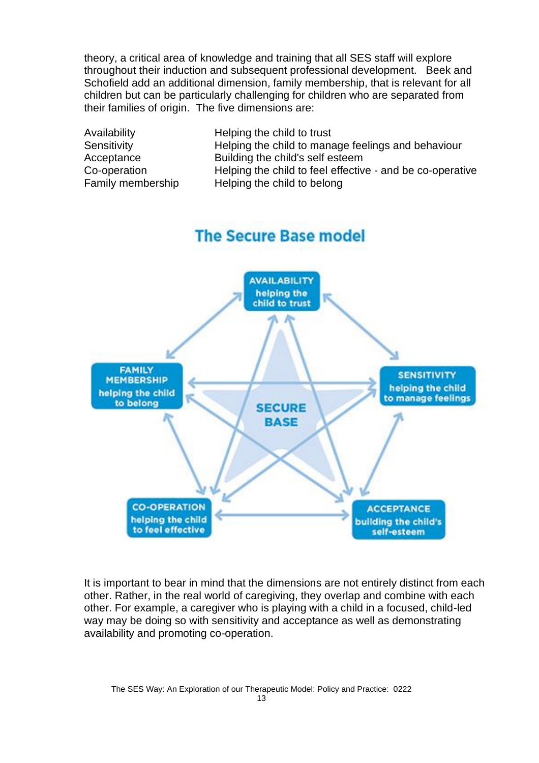theory, a critical area of knowledge and training that all SES staff will explore throughout their induction and subsequent professional development. Beek and Schofield add an additional dimension, family membership, that is relevant for all children but can be particularly challenging for children who are separated from their families of origin. The five dimensions are:

| | |
|---|---|
| Availability | Helping the child to trust |
| Sensitivity | Helping the child to manage feelings and behaviour |
| Acceptance | Building the child's self esteem |
| Co-operation | Helping the child to feel effective - and be co-operative |
| Family membership | Helping the child to belong |

## The Secure Base model

- **AVAILABILITY** helping the child to trust
- **SENSITIVITY** helping the child to manage feelings
- **ACCEPTANCE** building the child's self-esteem
- **CO-OPERATION** helping the child to feel effective
- **FAMILY MEMBERSHIP** helping the child to belong
- **SECURE BASE**

It is important to bear in mind that the dimensions are not entirely distinct from each other. Rather, in the real world of caregiving, they overlap and combine with each other. For example, a caregiver who is playing with a child in a focused, child-led way may be doing so with sensitivity and acceptance as well as demonstrating availability and promoting co-operation.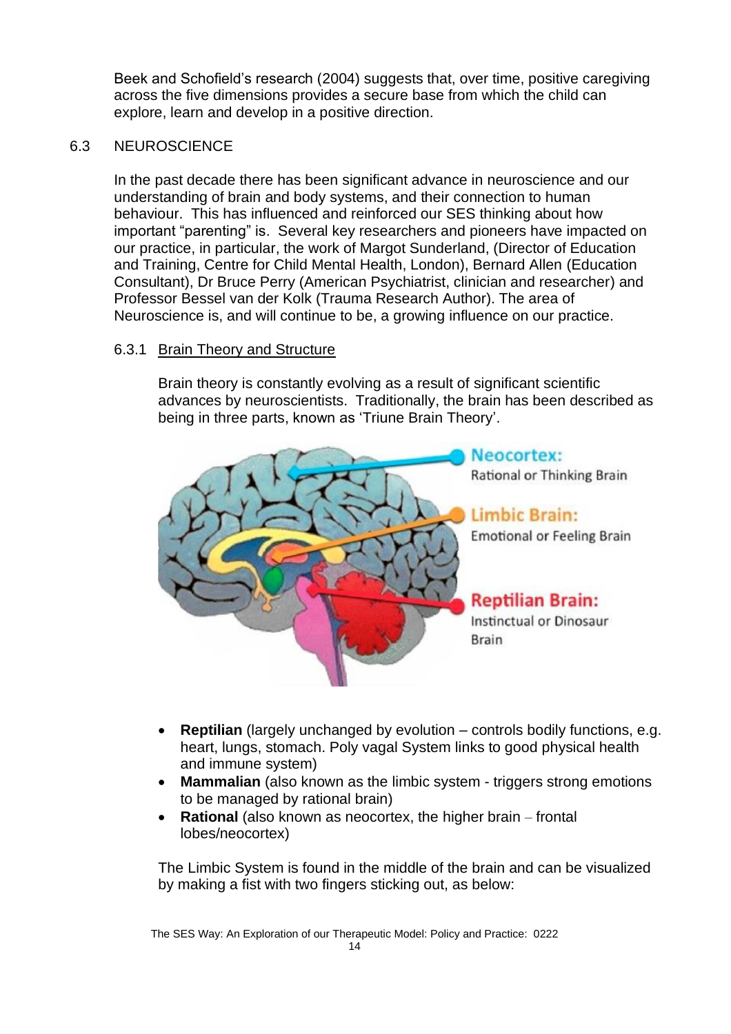Beek and Schofield's research (2004) suggests that, over time, positive caregiving across the five dimensions provides a secure base from which the child can explore, learn and develop in a positive direction.

## 6.3 NEUROSCIENCE

In the past decade there has been significant advance in neuroscience and our understanding of brain and body systems, and their connection to human behaviour. This has influenced and reinforced our SES thinking about how important "parenting" is. Several key researchers and pioneers have impacted on our practice, in particular, the work of Margot Sunderland, (Director of Education and Training, Centre for Child Mental Health, London), Bernard Allen (Education Consultant), Dr Bruce Perry (American Psychiatrist, clinician and researcher) and Professor Bessel van der Kolk (Trauma Research Author). The area of Neuroscience is, and will continue to be, a growing influence on our practice.

### 6.3.1 Brain Theory and Structure

Brain theory is constantly evolving as a result of significant scientific advances by neuroscientists. Traditionally, the brain has been described as being in three parts, known as 'Triune Brain Theory'.

**Neocortex:** Rational or Thinking Brain

**Limbic Brain:** Emotional or Feeling Brain

**Reptilian Brain:** Instinctual or Dinosaur Brain

- **Reptilian** (largely unchanged by evolution – controls bodily functions, e.g. heart, lungs, stomach. Poly vagal System links to good physical health and immune system)
- **Mammalian** (also known as the limbic system - triggers strong emotions to be managed by rational brain)
- **Rational** (also known as neocortex, the higher brain – frontal lobes/neocortex)

The Limbic System is found in the middle of the brain and can be visualized by making a fist with two fingers sticking out, as below: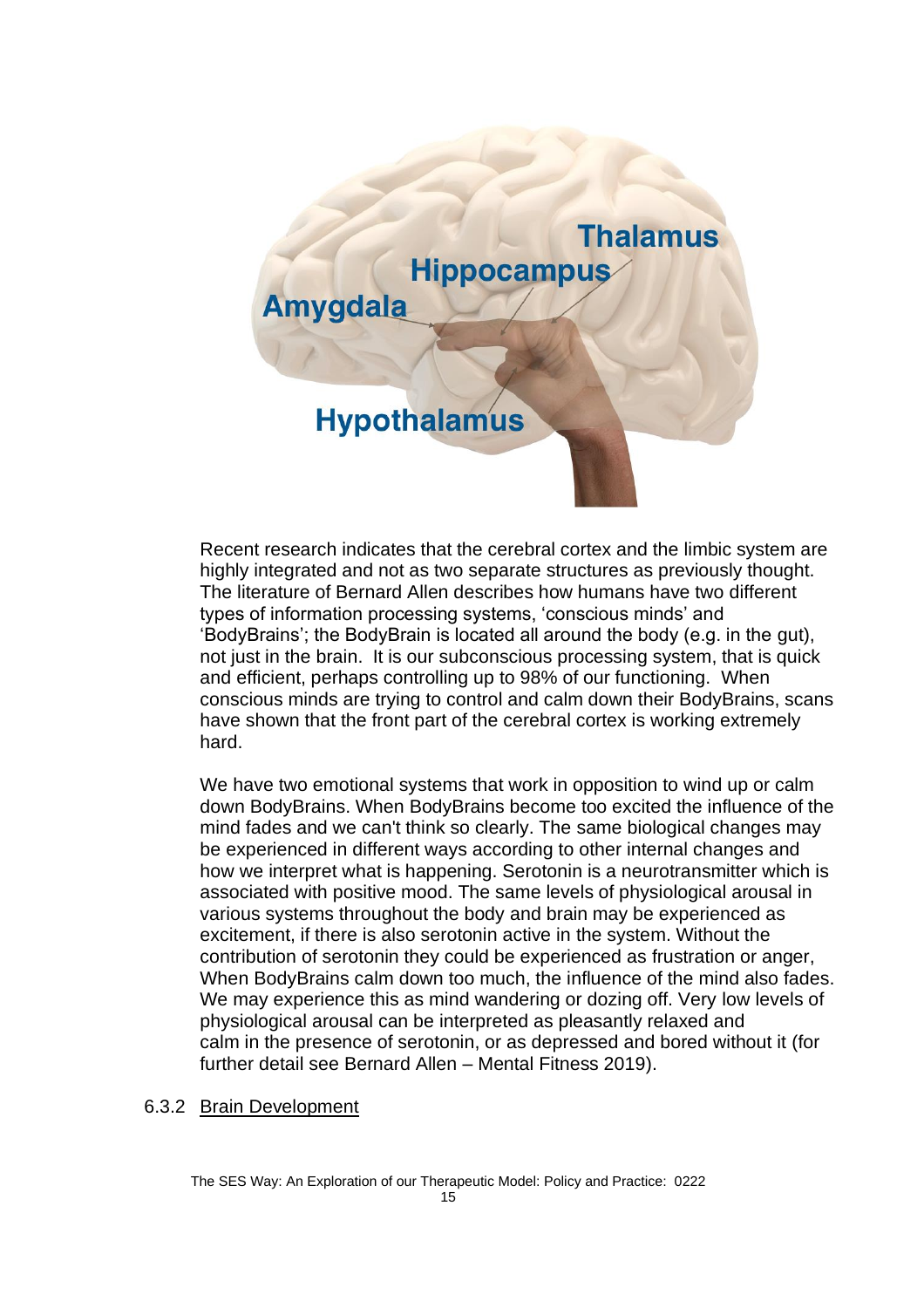Recent research indicates that the cerebral cortex and the limbic system are highly integrated and not as two separate structures as previously thought. The literature of Bernard Allen describes how humans have two different types of information processing systems, 'conscious minds' and 'BodyBrains'; the BodyBrain is located all around the body (e.g. in the gut), not just in the brain. It is our subconscious processing system, that is quick and efficient, perhaps controlling up to 98% of our functioning. When conscious minds are trying to control and calm down their BodyBrains, scans have shown that the front part of the cerebral cortex is working extremely hard.

We have two emotional systems that work in opposition to wind up or calm down BodyBrains. When BodyBrains become too excited the influence of the mind fades and we can't think so clearly. The same biological changes may be experienced in different ways according to other internal changes and how we interpret what is happening. Serotonin is a neurotransmitter which is associated with positive mood. The same levels of physiological arousal in various systems throughout the body and brain may be experienced as excitement, if there is also serotonin active in the system. Without the contribution of serotonin they could be experienced as frustration or anger, When BodyBrains calm down too much, the influence of the mind also fades. We may experience this as mind wandering or dozing off. Very low levels of physiological arousal can be interpreted as pleasantly relaxed and calm in the presence of serotonin, or as depressed and bored without it (for further detail see Bernard Allen – Mental Fitness 2019).

### 6.3.2 Brain Development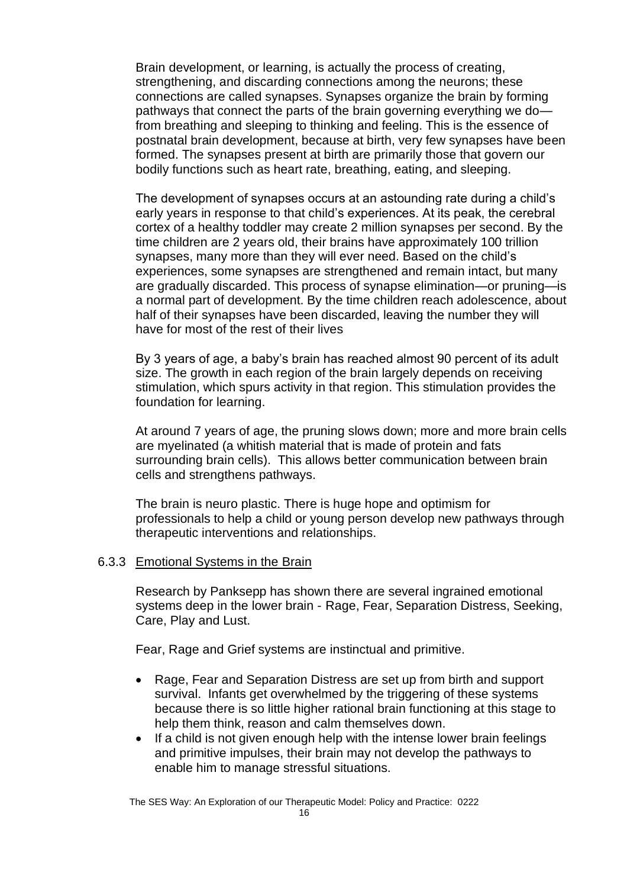Brain development, or learning, is actually the process of creating, strengthening, and discarding connections among the neurons; these connections are called synapses. Synapses organize the brain by forming pathways that connect the parts of the brain governing everything we do—from breathing and sleeping to thinking and feeling. This is the essence of postnatal brain development, because at birth, very few synapses have been formed. The synapses present at birth are primarily those that govern our bodily functions such as heart rate, breathing, eating, and sleeping.

The development of synapses occurs at an astounding rate during a child's early years in response to that child's experiences. At its peak, the cerebral cortex of a healthy toddler may create 2 million synapses per second. By the time children are 2 years old, their brains have approximately 100 trillion synapses, many more than they will ever need. Based on the child's experiences, some synapses are strengthened and remain intact, but many are gradually discarded. This process of synapse elimination—or pruning—is a normal part of development. By the time children reach adolescence, about half of their synapses have been discarded, leaving the number they will have for most of the rest of their lives

By 3 years of age, a baby's brain has reached almost 90 percent of its adult size. The growth in each region of the brain largely depends on receiving stimulation, which spurs activity in that region. This stimulation provides the foundation for learning.

At around 7 years of age, the pruning slows down; more and more brain cells are myelinated (a whitish material that is made of protein and fats surrounding brain cells). This allows better communication between brain cells and strengthens pathways.

The brain is neuro plastic. There is huge hope and optimism for professionals to help a child or young person develop new pathways through therapeutic interventions and relationships.

### 6.3.3 Emotional Systems in the Brain

Research by Panksepp has shown there are several ingrained emotional systems deep in the lower brain - Rage, Fear, Separation Distress, Seeking, Care, Play and Lust.

Fear, Rage and Grief systems are instinctual and primitive.

- Rage, Fear and Separation Distress are set up from birth and support survival. Infants get overwhelmed by the triggering of these systems because there is so little higher rational brain functioning at this stage to help them think, reason and calm themselves down.
- If a child is not given enough help with the intense lower brain feelings and primitive impulses, their brain may not develop the pathways to enable him to manage stressful situations.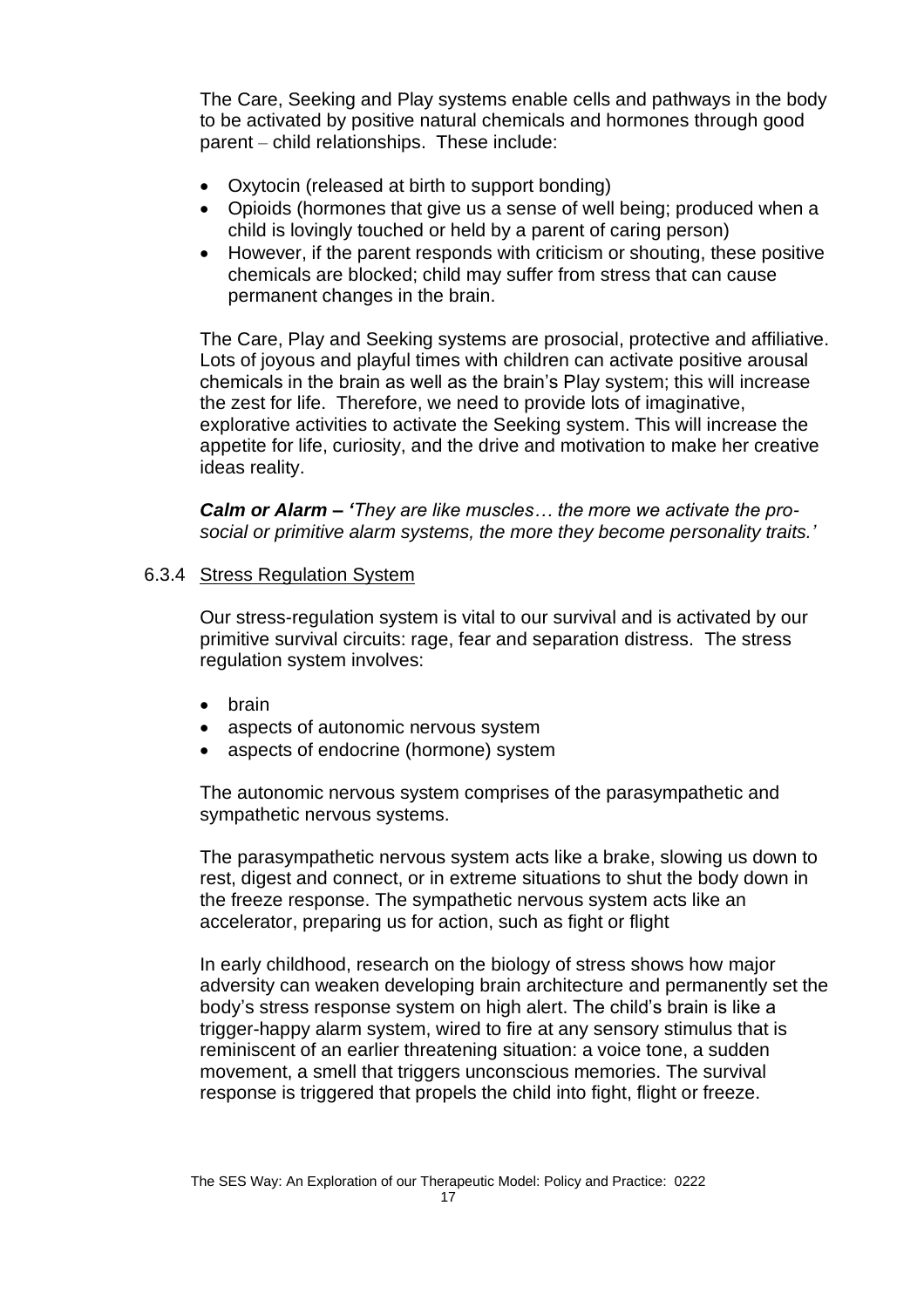The Care, Seeking and Play systems enable cells and pathways in the body to be activated by positive natural chemicals and hormones through good parent – child relationships. These include:

- Oxytocin (released at birth to support bonding)
- Opioids (hormones that give us a sense of well being; produced when a child is lovingly touched or held by a parent of caring person)
- However, if the parent responds with criticism or shouting, these positive chemicals are blocked; child may suffer from stress that can cause permanent changes in the brain.

The Care, Play and Seeking systems are prosocial, protective and affiliative. Lots of joyous and playful times with children can activate positive arousal chemicals in the brain as well as the brain's Play system; this will increase the zest for life. Therefore, we need to provide lots of imaginative, explorative activities to activate the Seeking system. This will increase the appetite for life, curiosity, and the drive and motivation to make her creative ideas reality.

***Calm or Alarm – '****They are like muscles… the more we activate the pro-social or primitive alarm systems, the more they become personality traits.'*

### 6.3.4 Stress Regulation System

Our stress-regulation system is vital to our survival and is activated by our primitive survival circuits: rage, fear and separation distress. The stress regulation system involves:

- brain
- aspects of autonomic nervous system
- aspects of endocrine (hormone) system

The autonomic nervous system comprises of the parasympathetic and sympathetic nervous systems.

The parasympathetic nervous system acts like a brake, slowing us down to rest, digest and connect, or in extreme situations to shut the body down in the freeze response. The sympathetic nervous system acts like an accelerator, preparing us for action, such as fight or flight

In early childhood, research on the biology of stress shows how major adversity can weaken developing brain architecture and permanently set the body's stress response system on high alert. The child's brain is like a trigger-happy alarm system, wired to fire at any sensory stimulus that is reminiscent of an earlier threatening situation: a voice tone, a sudden movement, a smell that triggers unconscious memories. The survival response is triggered that propels the child into fight, flight or freeze.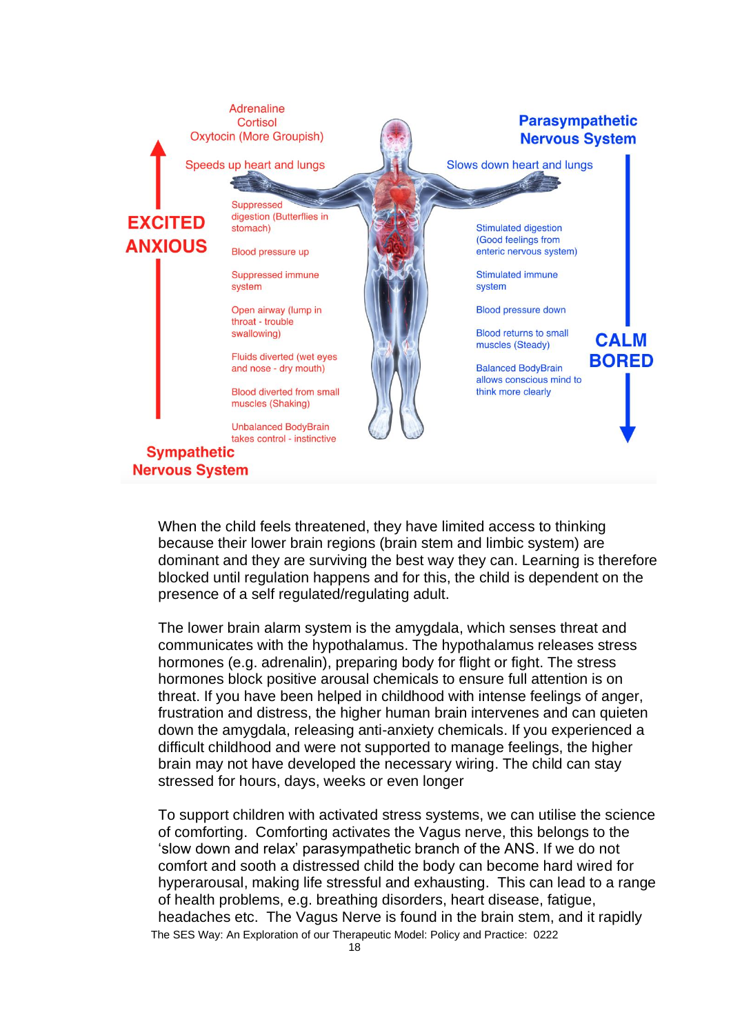Adrenaline
Cortisol
Oxytocin (More Groupish)

Speeds up heart and lungs

**EXCITED ANXIOUS**

Suppressed digestion (Butterflies in stomach)

Blood pressure up

Suppressed immune system

Open airway (lump in throat - trouble swallowing)

Fluids diverted (wet eyes and nose - dry mouth)

Blood diverted from small muscles (Shaking)

Unbalanced BodyBrain takes control - instinctive

**Sympathetic Nervous System**

**Parasympathetic Nervous System**

Slows down heart and lungs

Stimulated digestion (Good feelings from enteric nervous system)

Stimulated immune system

Blood pressure down

Blood returns to small muscles (Steady)

Balanced BodyBrain allows conscious mind to think more clearly

**CALM BORED**

When the child feels threatened, they have limited access to thinking because their lower brain regions (brain stem and limbic system) are dominant and they are surviving the best way they can. Learning is therefore blocked until regulation happens and for this, the child is dependent on the presence of a self regulated/regulating adult.

The lower brain alarm system is the amygdala, which senses threat and communicates with the hypothalamus. The hypothalamus releases stress hormones (e.g. adrenalin), preparing body for flight or fight. The stress hormones block positive arousal chemicals to ensure full attention is on threat. If you have been helped in childhood with intense feelings of anger, frustration and distress, the higher human brain intervenes and can quieten down the amygdala, releasing anti-anxiety chemicals. If you experienced a difficult childhood and were not supported to manage feelings, the higher brain may not have developed the necessary wiring. The child can stay stressed for hours, days, weeks or even longer

To support children with activated stress systems, we can utilise the science of comforting. Comforting activates the Vagus nerve, this belongs to the 'slow down and relax' parasympathetic branch of the ANS. If we do not comfort and sooth a distressed child the body can become hard wired for hyperarousal, making life stressful and exhausting. This can lead to a range of health problems, e.g. breathing disorders, heart disease, fatigue, headaches etc. The Vagus Nerve is found in the brain stem, and it rapidly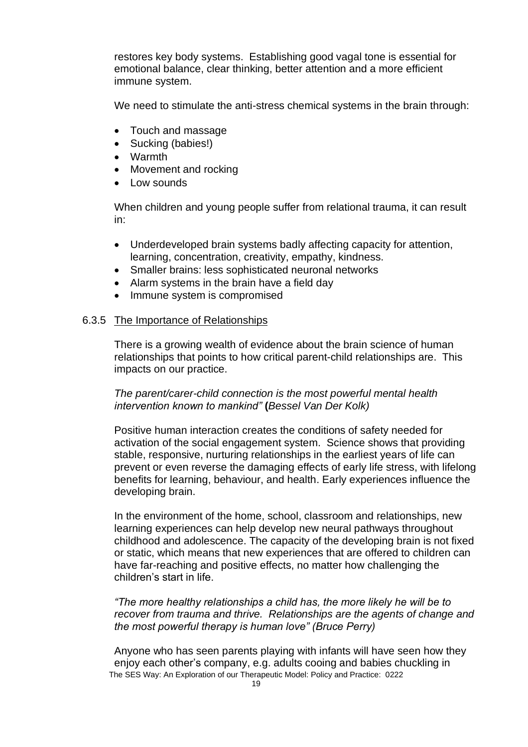restores key body systems. Establishing good vagal tone is essential for emotional balance, clear thinking, better attention and a more efficient immune system.

We need to stimulate the anti-stress chemical systems in the brain through:

- Touch and massage
- Sucking (babies!)
- Warmth
- Movement and rocking
- Low sounds

When children and young people suffer from relational trauma, it can result in:

- Underdeveloped brain systems badly affecting capacity for attention, learning, concentration, creativity, empathy, kindness.
- Smaller brains: less sophisticated neuronal networks
- Alarm systems in the brain have a field day
- Immune system is compromised

### 6.3.5 The Importance of Relationships

There is a growing wealth of evidence about the brain science of human relationships that points to how critical parent-child relationships are. This impacts on our practice.

*The parent/carer-child connection is the most powerful mental health intervention known to mankind"* **(***Bessel Van Der Kolk)*

Positive human interaction creates the conditions of safety needed for activation of the social engagement system. Science shows that providing stable, responsive, nurturing relationships in the earliest years of life can prevent or even reverse the damaging effects of early life stress, with lifelong benefits for learning, behaviour, and health. Early experiences influence the developing brain.

In the environment of the home, school, classroom and relationships, new learning experiences can help develop new neural pathways throughout childhood and adolescence. The capacity of the developing brain is not fixed or static, which means that new experiences that are offered to children can have far-reaching and positive effects, no matter how challenging the children's start in life.

*"The more healthy relationships a child has, the more likely he will be to recover from trauma and thrive. Relationships are the agents of change and the most powerful therapy is human love" (Bruce Perry)*

Anyone who has seen parents playing with infants will have seen how they enjoy each other's company, e.g. adults cooing and babies chuckling in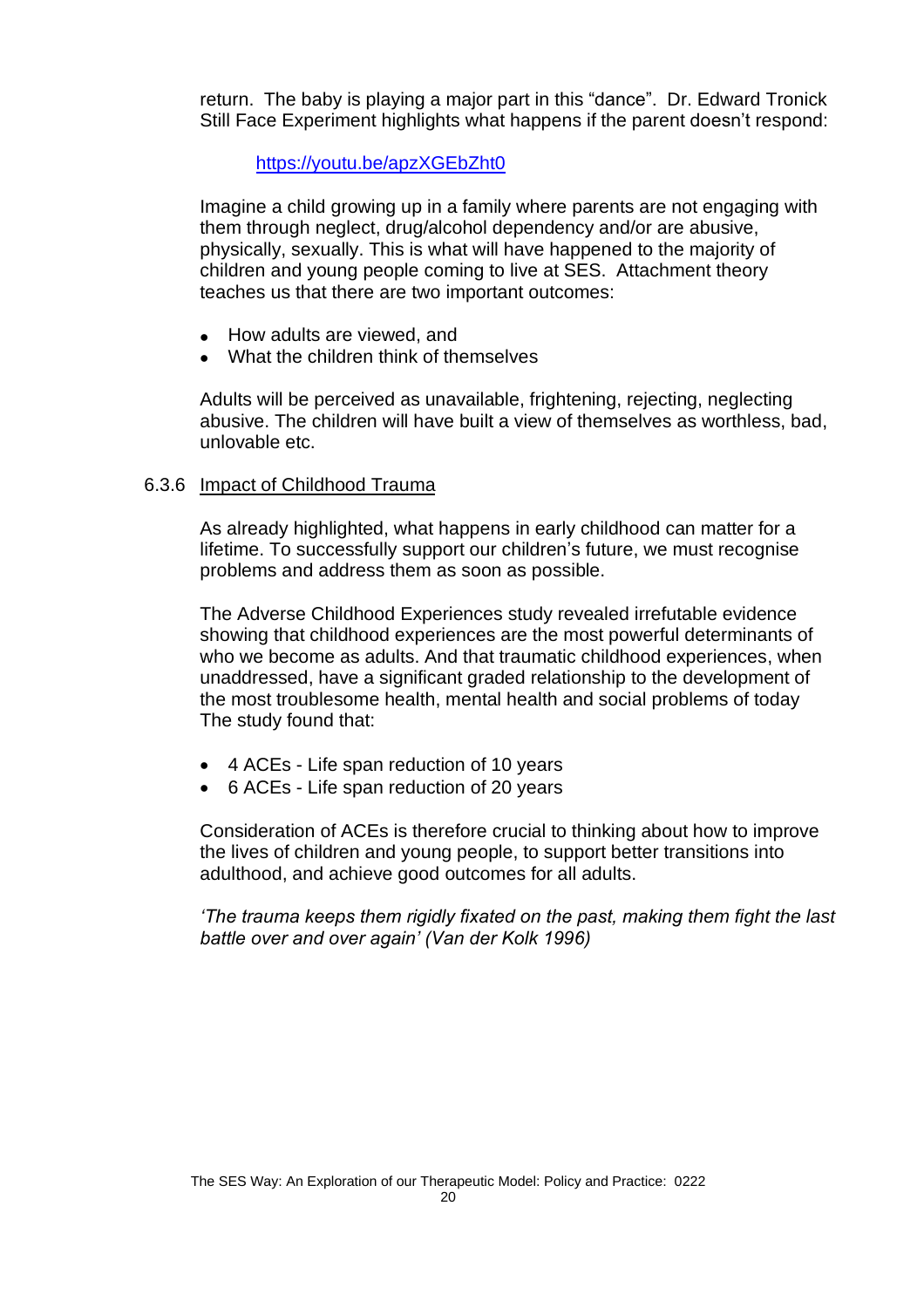return. The baby is playing a major part in this "dance". Dr. Edward Tronick Still Face Experiment highlights what happens if the parent doesn't respond:

https://youtu.be/apzXGEbZht0

Imagine a child growing up in a family where parents are not engaging with them through neglect, drug/alcohol dependency and/or are abusive, physically, sexually. This is what will have happened to the majority of children and young people coming to live at SES. Attachment theory teaches us that there are two important outcomes:

- How adults are viewed, and
- What the children think of themselves

Adults will be perceived as unavailable, frightening, rejecting, neglecting abusive. The children will have built a view of themselves as worthless, bad, unlovable etc.

### 6.3.6 Impact of Childhood Trauma

As already highlighted, what happens in early childhood can matter for a lifetime. To successfully support our children's future, we must recognise problems and address them as soon as possible.

The Adverse Childhood Experiences study revealed irrefutable evidence showing that childhood experiences are the most powerful determinants of who we become as adults. And that traumatic childhood experiences, when unaddressed, have a significant graded relationship to the development of the most troublesome health, mental health and social problems of today The study found that:

- 4 ACEs - Life span reduction of 10 years
- 6 ACEs - Life span reduction of 20 years

Consideration of ACEs is therefore crucial to thinking about how to improve the lives of children and young people, to support better transitions into adulthood, and achieve good outcomes for all adults.

*'The trauma keeps them rigidly fixated on the past, making them fight the last battle over and over again' (Van der Kolk 1996)*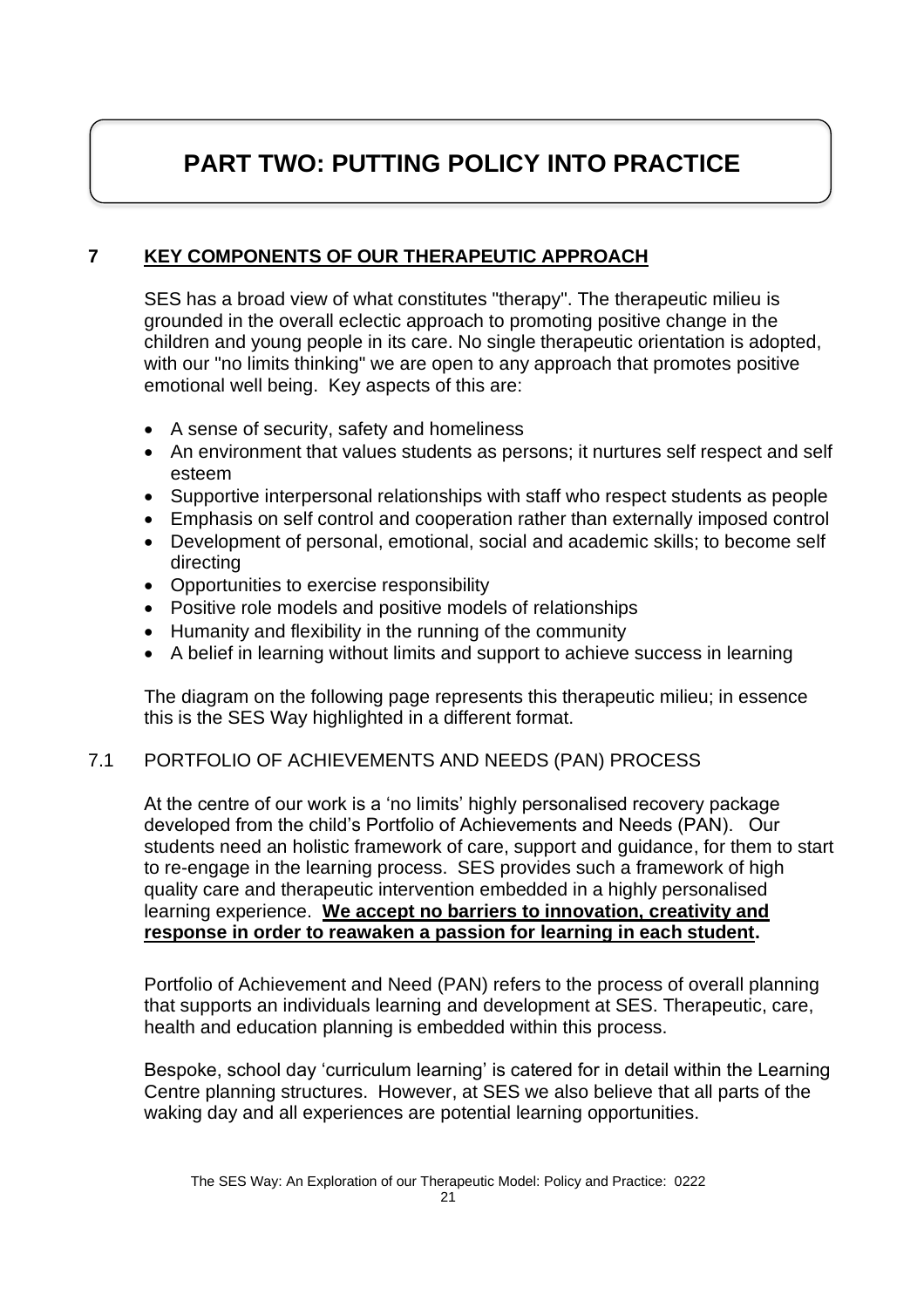# PART TWO: PUTTING POLICY INTO PRACTICE

## 7 KEY COMPONENTS OF OUR THERAPEUTIC APPROACH

SES has a broad view of what constitutes "therapy". The therapeutic milieu is grounded in the overall eclectic approach to promoting positive change in the children and young people in its care. No single therapeutic orientation is adopted, with our "no limits thinking" we are open to any approach that promotes positive emotional well being. Key aspects of this are:

- A sense of security, safety and homeliness
- An environment that values students as persons; it nurtures self respect and self esteem
- Supportive interpersonal relationships with staff who respect students as people
- Emphasis on self control and cooperation rather than externally imposed control
- Development of personal, emotional, social and academic skills; to become self directing
- Opportunities to exercise responsibility
- Positive role models and positive models of relationships
- Humanity and flexibility in the running of the community
- A belief in learning without limits and support to achieve success in learning

The diagram on the following page represents this therapeutic milieu; in essence this is the SES Way highlighted in a different format.

### 7.1 PORTFOLIO OF ACHIEVEMENTS AND NEEDS (PAN) PROCESS

At the centre of our work is a 'no limits' highly personalised recovery package developed from the child's Portfolio of Achievements and Needs (PAN). Our students need an holistic framework of care, support and guidance, for them to start to re-engage in the learning process. SES provides such a framework of high quality care and therapeutic intervention embedded in a highly personalised learning experience. **We accept no barriers to innovation, creativity and response in order to reawaken a passion for learning in each student.**

Portfolio of Achievement and Need (PAN) refers to the process of overall planning that supports an individuals learning and development at SES. Therapeutic, care, health and education planning is embedded within this process.

Bespoke, school day 'curriculum learning' is catered for in detail within the Learning Centre planning structures. However, at SES we also believe that all parts of the waking day and all experiences are potential learning opportunities.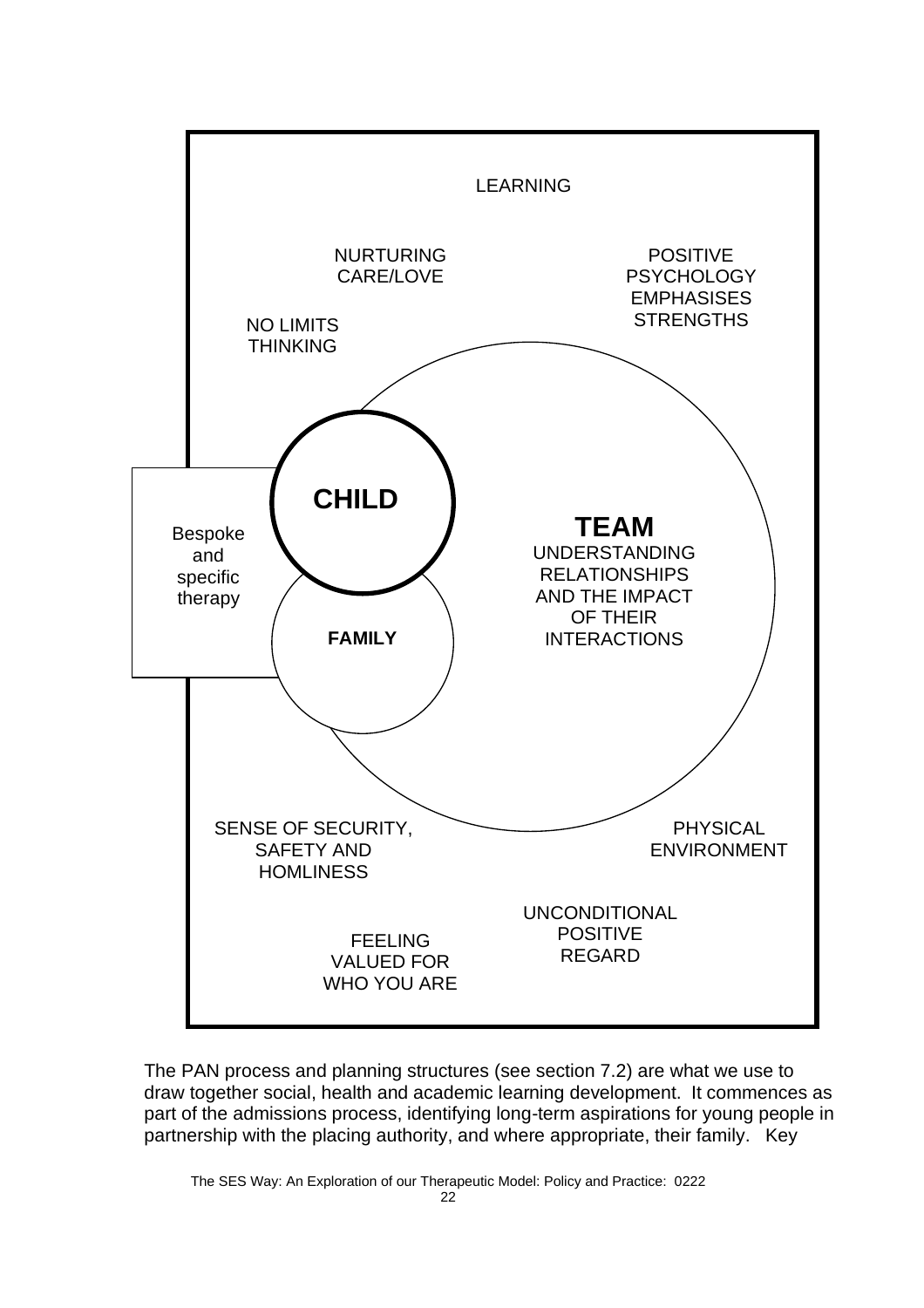LEARNING

NURTURING CARE/LOVE

POSITIVE PSYCHOLOGY EMPHASISES STRENGTHS

NO LIMITS THINKING

**CHILD**

Bespoke and specific therapy

**TEAM**
UNDERSTANDING RELATIONSHIPS AND THE IMPACT OF THEIR INTERACTIONS

**FAMILY**

SENSE OF SECURITY, SAFETY AND HOMLINESS

PHYSICAL ENVIRONMENT

UNCONDITIONAL POSITIVE REGARD

FEELING VALUED FOR WHO YOU ARE

The PAN process and planning structures (see section 7.2) are what we use to draw together social, health and academic learning development. It commences as part of the admissions process, identifying long-term aspirations for young people in partnership with the placing authority, and where appropriate, their family. Key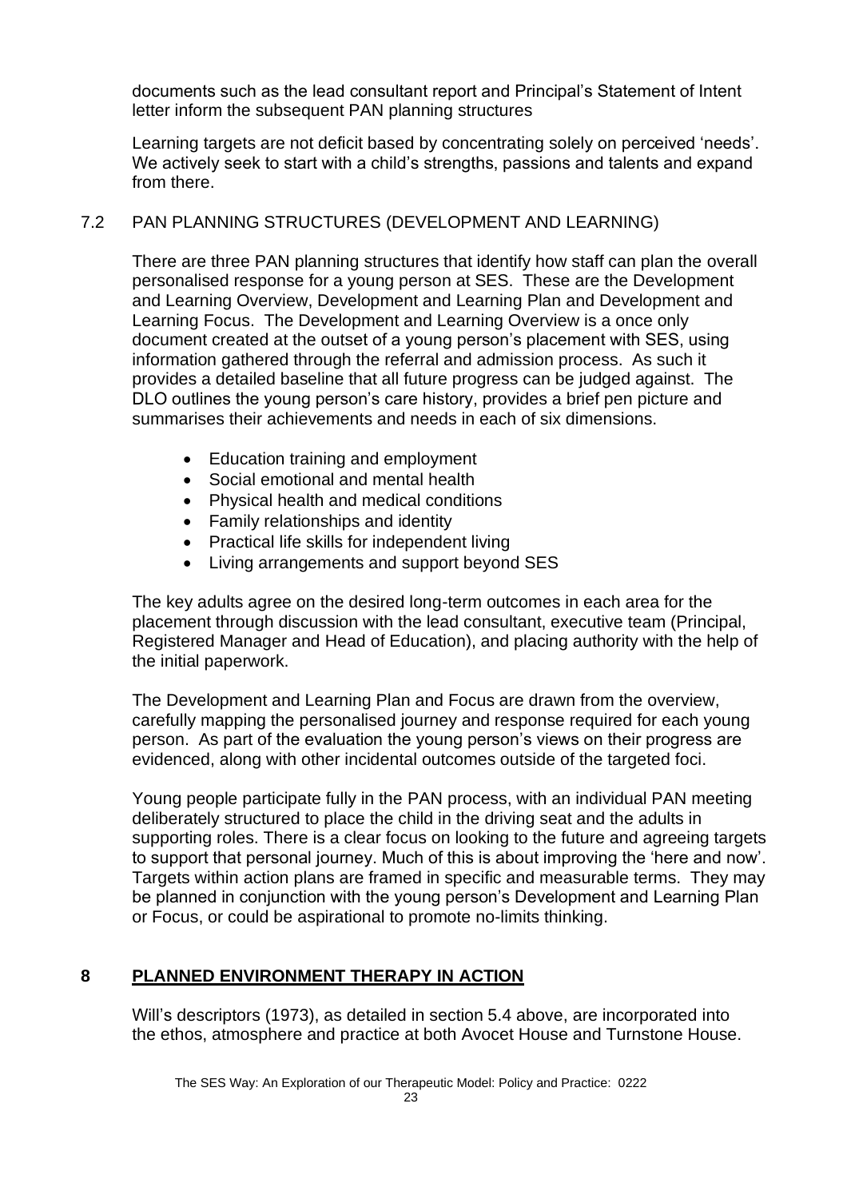documents such as the lead consultant report and Principal's Statement of Intent letter inform the subsequent PAN planning structures

Learning targets are not deficit based by concentrating solely on perceived 'needs'. We actively seek to start with a child's strengths, passions and talents and expand from there.

### 7.2 PAN PLANNING STRUCTURES (DEVELOPMENT AND LEARNING)

There are three PAN planning structures that identify how staff can plan the overall personalised response for a young person at SES. These are the Development and Learning Overview, Development and Learning Plan and Development and Learning Focus. The Development and Learning Overview is a once only document created at the outset of a young person's placement with SES, using information gathered through the referral and admission process. As such it provides a detailed baseline that all future progress can be judged against. The DLO outlines the young person's care history, provides a brief pen picture and summarises their achievements and needs in each of six dimensions.

- Education training and employment
- Social emotional and mental health
- Physical health and medical conditions
- Family relationships and identity
- Practical life skills for independent living
- Living arrangements and support beyond SES

The key adults agree on the desired long-term outcomes in each area for the placement through discussion with the lead consultant, executive team (Principal, Registered Manager and Head of Education), and placing authority with the help of the initial paperwork.

The Development and Learning Plan and Focus are drawn from the overview, carefully mapping the personalised journey and response required for each young person. As part of the evaluation the young person's views on their progress are evidenced, along with other incidental outcomes outside of the targeted foci.

Young people participate fully in the PAN process, with an individual PAN meeting deliberately structured to place the child in the driving seat and the adults in supporting roles. There is a clear focus on looking to the future and agreeing targets to support that personal journey. Much of this is about improving the 'here and now'. Targets within action plans are framed in specific and measurable terms. They may be planned in conjunction with the young person's Development and Learning Plan or Focus, or could be aspirational to promote no-limits thinking.

## 8 PLANNED ENVIRONMENT THERAPY IN ACTION

Will's descriptors (1973), as detailed in section 5.4 above, are incorporated into the ethos, atmosphere and practice at both Avocet House and Turnstone House.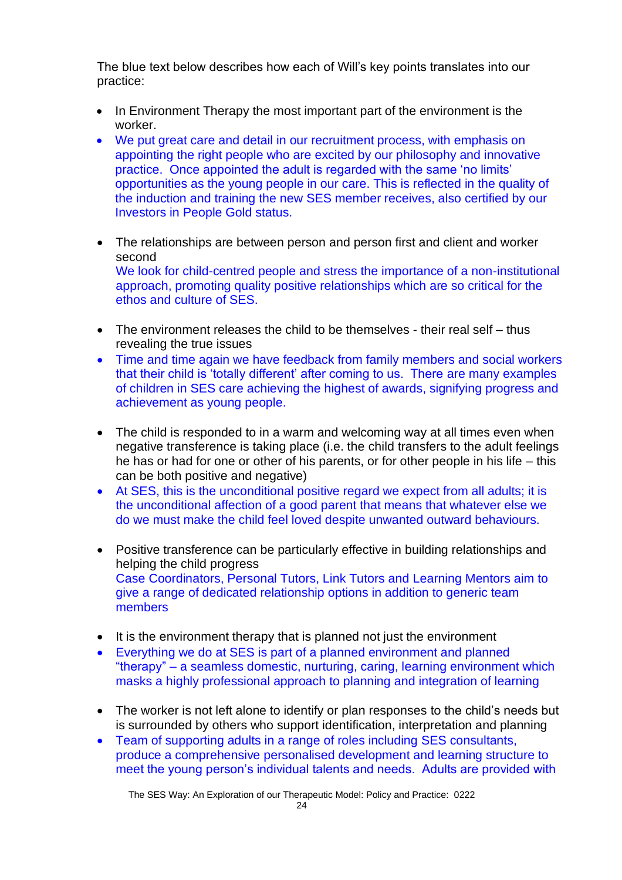The blue text below describes how each of Will's key points translates into our practice:

- In Environment Therapy the most important part of the environment is the worker.
- We put great care and detail in our recruitment process, with emphasis on appointing the right people who are excited by our philosophy and innovative practice. Once appointed the adult is regarded with the same 'no limits' opportunities as the young people in our care. This is reflected in the quality of the induction and training the new SES member receives, also certified by our Investors in People Gold status.

- The relationships are between person and person first and client and worker second
  We look for child-centred people and stress the importance of a non-institutional approach, promoting quality positive relationships which are so critical for the ethos and culture of SES.

- The environment releases the child to be themselves - their real self – thus revealing the true issues
- Time and time again we have feedback from family members and social workers that their child is 'totally different' after coming to us. There are many examples of children in SES care achieving the highest of awards, signifying progress and achievement as young people.

- The child is responded to in a warm and welcoming way at all times even when negative transference is taking place (i.e. the child transfers to the adult feelings he has or had for one or other of his parents, or for other people in his life – this can be both positive and negative)
- At SES, this is the unconditional positive regard we expect from all adults; it is the unconditional affection of a good parent that means that whatever else we do we must make the child feel loved despite unwanted outward behaviours.

- Positive transference can be particularly effective in building relationships and helping the child progress
  Case Coordinators, Personal Tutors, Link Tutors and Learning Mentors aim to give a range of dedicated relationship options in addition to generic team members

- It is the environment therapy that is planned not just the environment
- Everything we do at SES is part of a planned environment and planned "therapy" – a seamless domestic, nurturing, caring, learning environment which masks a highly professional approach to planning and integration of learning

- The worker is not left alone to identify or plan responses to the child's needs but is surrounded by others who support identification, interpretation and planning
- Team of supporting adults in a range of roles including SES consultants, produce a comprehensive personalised development and learning structure to meet the young person's individual talents and needs. Adults are provided with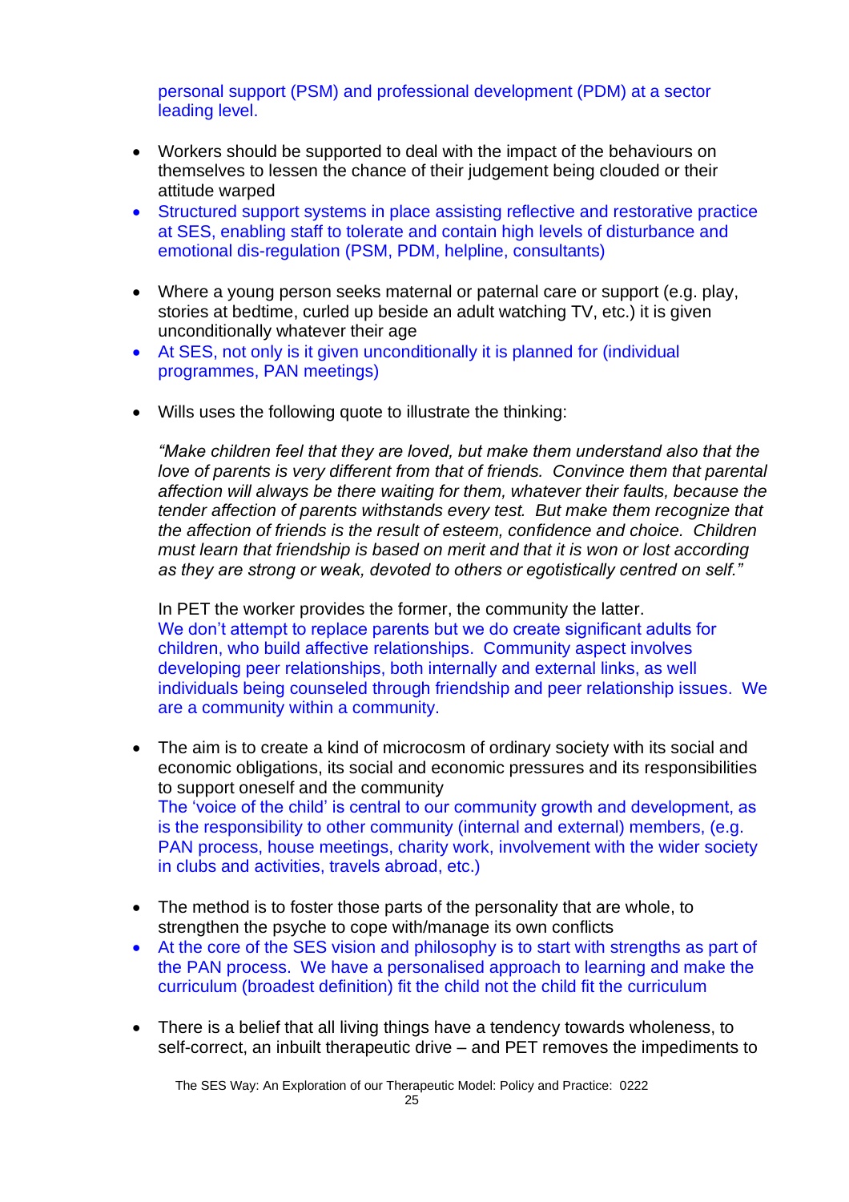personal support (PSM) and professional development (PDM) at a sector leading level.

- Workers should be supported to deal with the impact of the behaviours on themselves to lessen the chance of their judgement being clouded or their attitude warped
- Structured support systems in place assisting reflective and restorative practice at SES, enabling staff to tolerate and contain high levels of disturbance and emotional dis-regulation (PSM, PDM, helpline, consultants)

- Where a young person seeks maternal or paternal care or support (e.g. play, stories at bedtime, curled up beside an adult watching TV, etc.) it is given unconditionally whatever their age
- At SES, not only is it given unconditionally it is planned for (individual programmes, PAN meetings)

- Wills uses the following quote to illustrate the thinking:

  *"Make children feel that they are loved, but make them understand also that the love of parents is very different from that of friends. Convince them that parental affection will always be there waiting for them, whatever their faults, because the tender affection of parents withstands every test. But make them recognize that the affection of friends is the result of esteem, confidence and choice. Children must learn that friendship is based on merit and that it is won or lost according as they are strong or weak, devoted to others or egotistically centred on self."*

  In PET the worker provides the former, the community the latter.
  We don't attempt to replace parents but we do create significant adults for children, who build affective relationships. Community aspect involves developing peer relationships, both internally and external links, as well individuals being counseled through friendship and peer relationship issues. We are a community within a community.

- The aim is to create a kind of microcosm of ordinary society with its social and economic obligations, its social and economic pressures and its responsibilities to support oneself and the community
  The 'voice of the child' is central to our community growth and development, as is the responsibility to other community (internal and external) members, (e.g. PAN process, house meetings, charity work, involvement with the wider society in clubs and activities, travels abroad, etc.)

- The method is to foster those parts of the personality that are whole, to strengthen the psyche to cope with/manage its own conflicts
- At the core of the SES vision and philosophy is to start with strengths as part of the PAN process. We have a personalised approach to learning and make the curriculum (broadest definition) fit the child not the child fit the curriculum

- There is a belief that all living things have a tendency towards wholeness, to self-correct, an inbuilt therapeutic drive – and PET removes the impediments to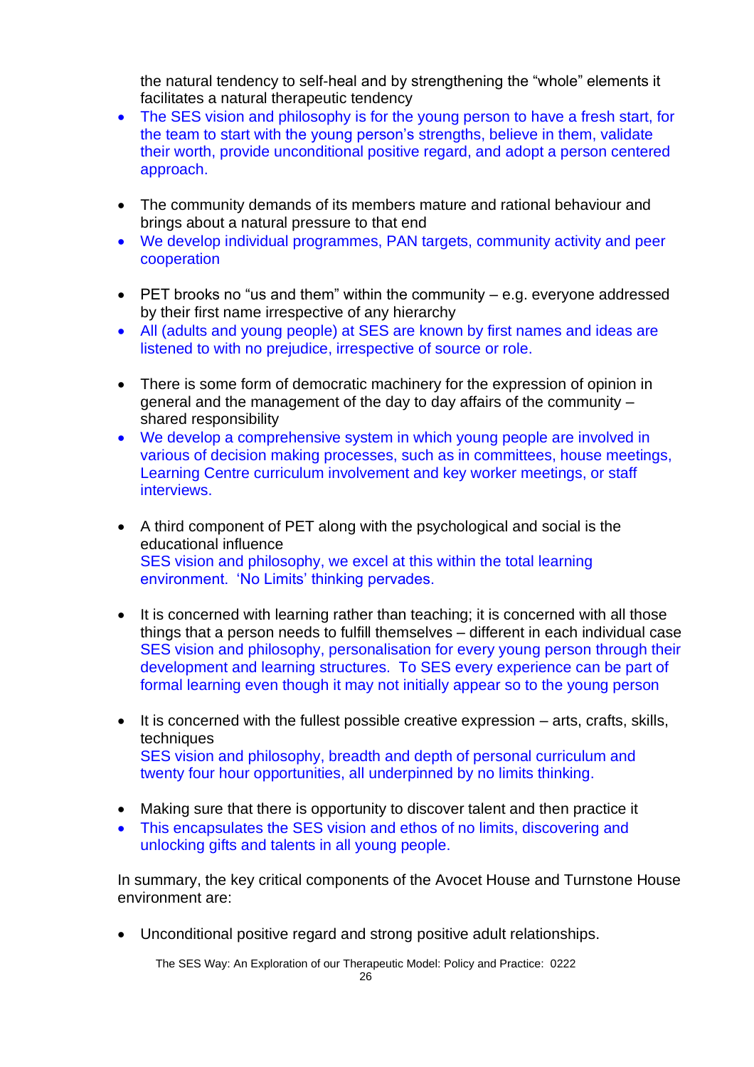the natural tendency to self-heal and by strengthening the "whole" elements it facilitates a natural therapeutic tendency

- The SES vision and philosophy is for the young person to have a fresh start, for the team to start with the young person's strengths, believe in them, validate their worth, provide unconditional positive regard, and adopt a person centered approach.

- The community demands of its members mature and rational behaviour and brings about a natural pressure to that end
- We develop individual programmes, PAN targets, community activity and peer cooperation

- PET brooks no "us and them" within the community – e.g. everyone addressed by their first name irrespective of any hierarchy
- All (adults and young people) at SES are known by first names and ideas are listened to with no prejudice, irrespective of source or role.

- There is some form of democratic machinery for the expression of opinion in general and the management of the day to day affairs of the community – shared responsibility
- We develop a comprehensive system in which young people are involved in various of decision making processes, such as in committees, house meetings, Learning Centre curriculum involvement and key worker meetings, or staff interviews.

- A third component of PET along with the psychological and social is the educational influence
  SES vision and philosophy, we excel at this within the total learning environment. 'No Limits' thinking pervades.

- It is concerned with learning rather than teaching; it is concerned with all those things that a person needs to fulfill themselves – different in each individual case
  SES vision and philosophy, personalisation for every young person through their development and learning structures. To SES every experience can be part of formal learning even though it may not initially appear so to the young person

- It is concerned with the fullest possible creative expression – arts, crafts, skills, techniques
  SES vision and philosophy, breadth and depth of personal curriculum and twenty four hour opportunities, all underpinned by no limits thinking.

- Making sure that there is opportunity to discover talent and then practice it
- This encapsulates the SES vision and ethos of no limits, discovering and unlocking gifts and talents in all young people.

In summary, the key critical components of the Avocet House and Turnstone House environment are:

- Unconditional positive regard and strong positive adult relationships.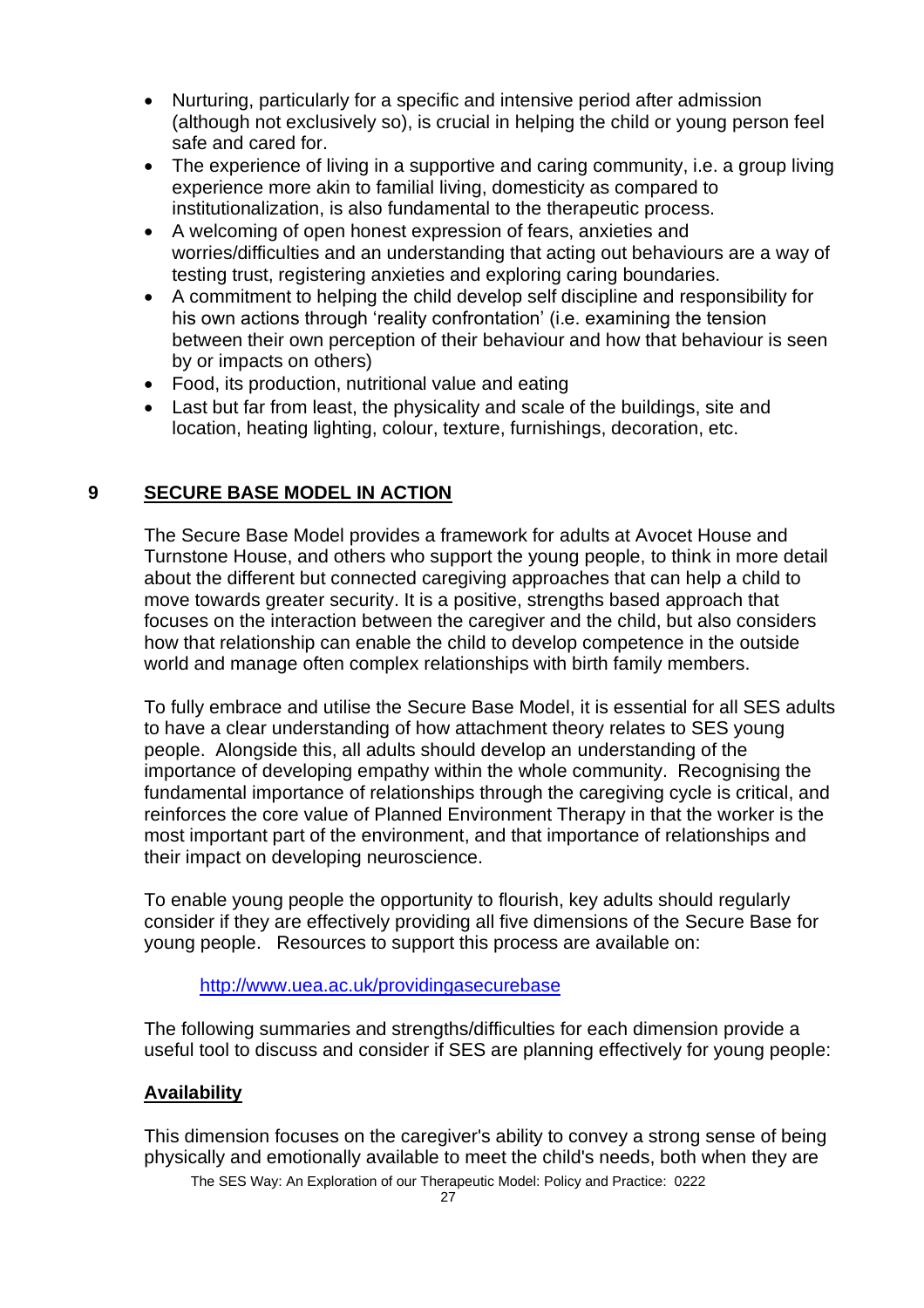- Nurturing, particularly for a specific and intensive period after admission (although not exclusively so), is crucial in helping the child or young person feel safe and cared for.
- The experience of living in a supportive and caring community, i.e. a group living experience more akin to familial living, domesticity as compared to institutionalization, is also fundamental to the therapeutic process.
- A welcoming of open honest expression of fears, anxieties and worries/difficulties and an understanding that acting out behaviours are a way of testing trust, registering anxieties and exploring caring boundaries.
- A commitment to helping the child develop self discipline and responsibility for his own actions through 'reality confrontation' (i.e. examining the tension between their own perception of their behaviour and how that behaviour is seen by or impacts on others)
- Food, its production, nutritional value and eating
- Last but far from least, the physicality and scale of the buildings, site and location, heating lighting, colour, texture, furnishings, decoration, etc.

## 9 SECURE BASE MODEL IN ACTION

The Secure Base Model provides a framework for adults at Avocet House and Turnstone House, and others who support the young people, to think in more detail about the different but connected caregiving approaches that can help a child to move towards greater security. It is a positive, strengths based approach that focuses on the interaction between the caregiver and the child, but also considers how that relationship can enable the child to develop competence in the outside world and manage often complex relationships with birth family members.

To fully embrace and utilise the Secure Base Model, it is essential for all SES adults to have a clear understanding of how attachment theory relates to SES young people. Alongside this, all adults should develop an understanding of the importance of developing empathy within the whole community. Recognising the fundamental importance of relationships through the caregiving cycle is critical, and reinforces the core value of Planned Environment Therapy in that the worker is the most important part of the environment, and that importance of relationships and their impact on developing neuroscience.

To enable young people the opportunity to flourish, key adults should regularly consider if they are effectively providing all five dimensions of the Secure Base for young people. Resources to support this process are available on:

http://www.uea.ac.uk/providingasecurebase

The following summaries and strengths/difficulties for each dimension provide a useful tool to discuss and consider if SES are planning effectively for young people:

### Availability

This dimension focuses on the caregiver's ability to convey a strong sense of being physically and emotionally available to meet the child's needs, both when they are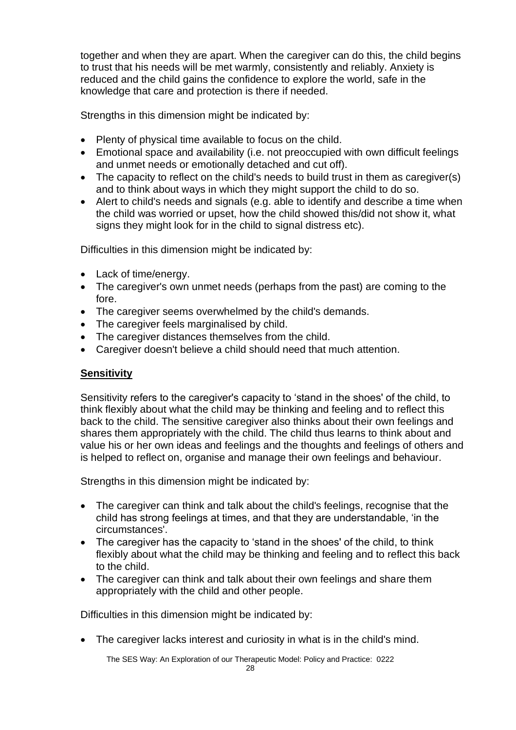together and when they are apart. When the caregiver can do this, the child begins to trust that his needs will be met warmly, consistently and reliably. Anxiety is reduced and the child gains the confidence to explore the world, safe in the knowledge that care and protection is there if needed.

Strengths in this dimension might be indicated by:

- Plenty of physical time available to focus on the child.
- Emotional space and availability (i.e. not preoccupied with own difficult feelings and unmet needs or emotionally detached and cut off).
- The capacity to reflect on the child's needs to build trust in them as caregiver(s) and to think about ways in which they might support the child to do so.
- Alert to child's needs and signals (e.g. able to identify and describe a time when the child was worried or upset, how the child showed this/did not show it, what signs they might look for in the child to signal distress etc).

Difficulties in this dimension might be indicated by:

- Lack of time/energy.
- The caregiver's own unmet needs (perhaps from the past) are coming to the fore.
- The caregiver seems overwhelmed by the child's demands.
- The caregiver feels marginalised by child.
- The caregiver distances themselves from the child.
- Caregiver doesn't believe a child should need that much attention.

**Sensitivity**

Sensitivity refers to the caregiver's capacity to 'stand in the shoes' of the child, to think flexibly about what the child may be thinking and feeling and to reflect this back to the child. The sensitive caregiver also thinks about their own feelings and shares them appropriately with the child. The child thus learns to think about and value his or her own ideas and feelings and the thoughts and feelings of others and is helped to reflect on, organise and manage their own feelings and behaviour.

Strengths in this dimension might be indicated by:

- The caregiver can think and talk about the child's feelings, recognise that the child has strong feelings at times, and that they are understandable, 'in the circumstances'.
- The caregiver has the capacity to 'stand in the shoes' of the child, to think flexibly about what the child may be thinking and feeling and to reflect this back to the child.
- The caregiver can think and talk about their own feelings and share them appropriately with the child and other people.

Difficulties in this dimension might be indicated by:

- The caregiver lacks interest and curiosity in what is in the child's mind.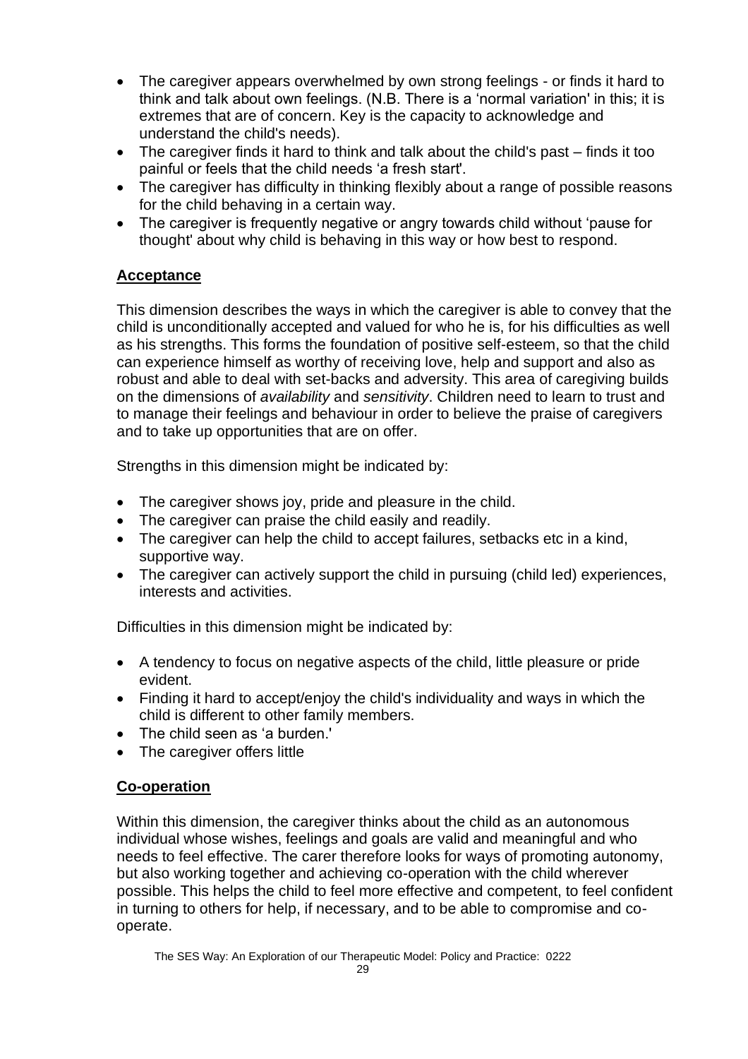- The caregiver appears overwhelmed by own strong feelings - or finds it hard to think and talk about own feelings. (N.B. There is a 'normal variation' in this; it is extremes that are of concern. Key is the capacity to acknowledge and understand the child's needs).
- The caregiver finds it hard to think and talk about the child's past – finds it too painful or feels that the child needs 'a fresh start'.
- The caregiver has difficulty in thinking flexibly about a range of possible reasons for the child behaving in a certain way.
- The caregiver is frequently negative or angry towards child without 'pause for thought' about why child is behaving in this way or how best to respond.

## Acceptance

This dimension describes the ways in which the caregiver is able to convey that the child is unconditionally accepted and valued for who he is, for his difficulties as well as his strengths. This forms the foundation of positive self-esteem, so that the child can experience himself as worthy of receiving love, help and support and also as robust and able to deal with set-backs and adversity. This area of caregiving builds on the dimensions of *availability* and *sensitivity*. Children need to learn to trust and to manage their feelings and behaviour in order to believe the praise of caregivers and to take up opportunities that are on offer.

Strengths in this dimension might be indicated by:

- The caregiver shows joy, pride and pleasure in the child.
- The caregiver can praise the child easily and readily.
- The caregiver can help the child to accept failures, setbacks etc in a kind, supportive way.
- The caregiver can actively support the child in pursuing (child led) experiences, interests and activities.

Difficulties in this dimension might be indicated by:

- A tendency to focus on negative aspects of the child, little pleasure or pride evident.
- Finding it hard to accept/enjoy the child's individuality and ways in which the child is different to other family members.
- The child seen as 'a burden.'
- The caregiver offers little

## Co-operation

Within this dimension, the caregiver thinks about the child as an autonomous individual whose wishes, feelings and goals are valid and meaningful and who needs to feel effective. The carer therefore looks for ways of promoting autonomy, but also working together and achieving co-operation with the child wherever possible. This helps the child to feel more effective and competent, to feel confident in turning to others for help, if necessary, and to be able to compromise and co-operate.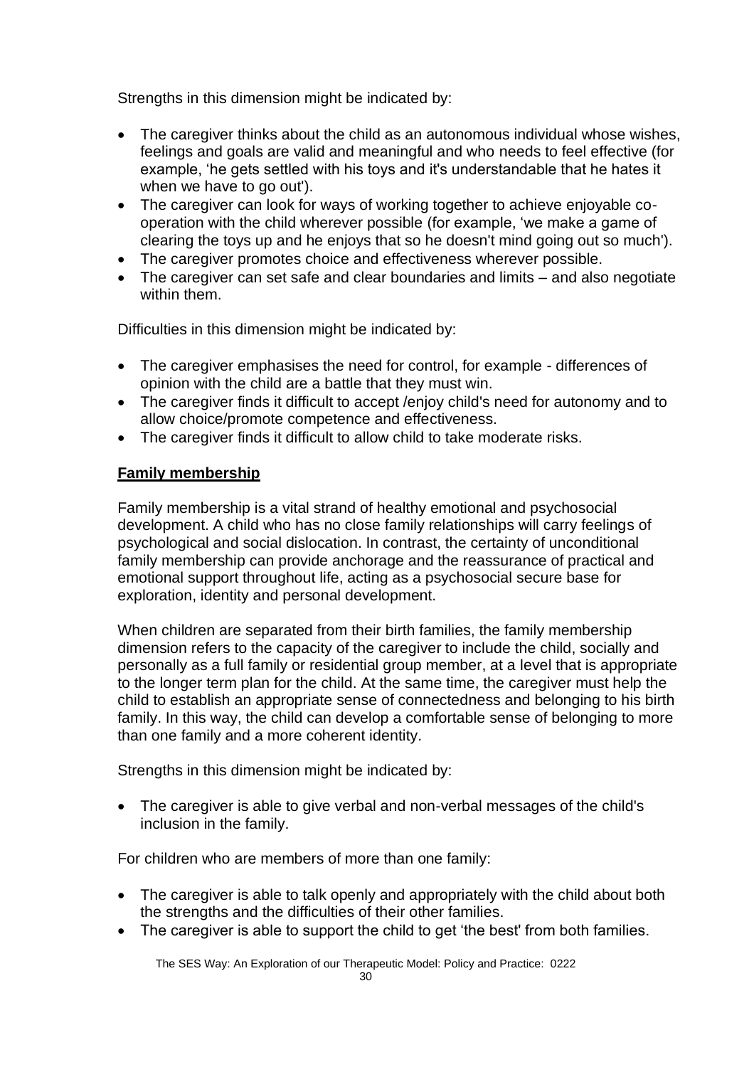Strengths in this dimension might be indicated by:

- The caregiver thinks about the child as an autonomous individual whose wishes, feelings and goals are valid and meaningful and who needs to feel effective (for example, 'he gets settled with his toys and it's understandable that he hates it when we have to go out').
- The caregiver can look for ways of working together to achieve enjoyable co-operation with the child wherever possible (for example, 'we make a game of clearing the toys up and he enjoys that so he doesn't mind going out so much').
- The caregiver promotes choice and effectiveness wherever possible.
- The caregiver can set safe and clear boundaries and limits – and also negotiate within them.

Difficulties in this dimension might be indicated by:

- The caregiver emphasises the need for control, for example - differences of opinion with the child are a battle that they must win.
- The caregiver finds it difficult to accept /enjoy child's need for autonomy and to allow choice/promote competence and effectiveness.
- The caregiver finds it difficult to allow child to take moderate risks.

**Family membership**

Family membership is a vital strand of healthy emotional and psychosocial development. A child who has no close family relationships will carry feelings of psychological and social dislocation. In contrast, the certainty of unconditional family membership can provide anchorage and the reassurance of practical and emotional support throughout life, acting as a psychosocial secure base for exploration, identity and personal development.

When children are separated from their birth families, the family membership dimension refers to the capacity of the caregiver to include the child, socially and personally as a full family or residential group member, at a level that is appropriate to the longer term plan for the child. At the same time, the caregiver must help the child to establish an appropriate sense of connectedness and belonging to his birth family. In this way, the child can develop a comfortable sense of belonging to more than one family and a more coherent identity.

Strengths in this dimension might be indicated by:

- The caregiver is able to give verbal and non-verbal messages of the child's inclusion in the family.

For children who are members of more than one family:

- The caregiver is able to talk openly and appropriately with the child about both the strengths and the difficulties of their other families.
- The caregiver is able to support the child to get 'the best' from both families.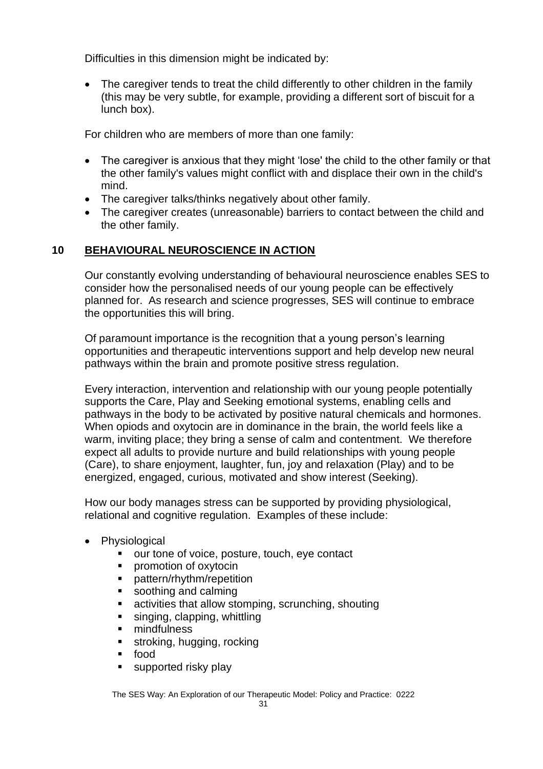Difficulties in this dimension might be indicated by:

- The caregiver tends to treat the child differently to other children in the family (this may be very subtle, for example, providing a different sort of biscuit for a lunch box).

For children who are members of more than one family:

- The caregiver is anxious that they might 'lose' the child to the other family or that the other family's values might conflict with and displace their own in the child's mind.
- The caregiver talks/thinks negatively about other family.
- The caregiver creates (unreasonable) barriers to contact between the child and the other family.

## 10 BEHAVIOURAL NEUROSCIENCE IN ACTION

Our constantly evolving understanding of behavioural neuroscience enables SES to consider how the personalised needs of our young people can be effectively planned for. As research and science progresses, SES will continue to embrace the opportunities this will bring.

Of paramount importance is the recognition that a young person's learning opportunities and therapeutic interventions support and help develop new neural pathways within the brain and promote positive stress regulation.

Every interaction, intervention and relationship with our young people potentially supports the Care, Play and Seeking emotional systems, enabling cells and pathways in the body to be activated by positive natural chemicals and hormones. When opiods and oxytocin are in dominance in the brain, the world feels like a warm, inviting place; they bring a sense of calm and contentment. We therefore expect all adults to provide nurture and build relationships with young people (Care), to share enjoyment, laughter, fun, joy and relaxation (Play) and to be energized, engaged, curious, motivated and show interest (Seeking).

How our body manages stress can be supported by providing physiological, relational and cognitive regulation. Examples of these include:

- Physiological
  - our tone of voice, posture, touch, eye contact
  - promotion of oxytocin
  - pattern/rhythm/repetition
  - soothing and calming
  - activities that allow stomping, scrunching, shouting
  - singing, clapping, whittling
  - mindfulness
  - stroking, hugging, rocking
  - food
  - supported risky play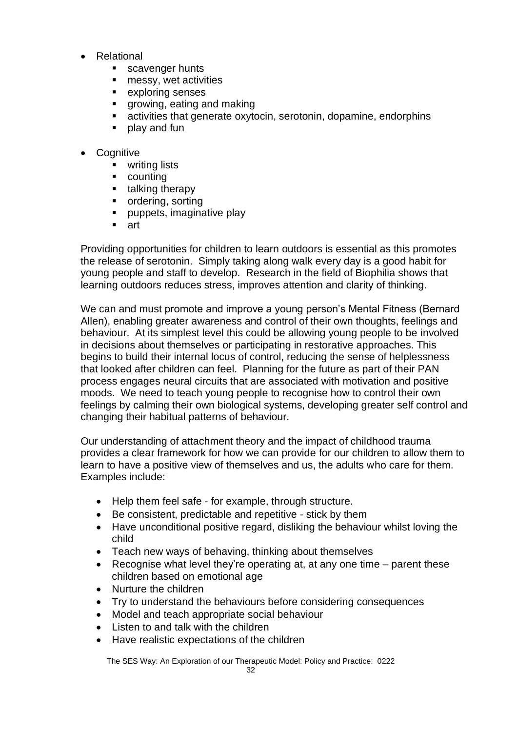- Relational
    - scavenger hunts
    - messy, wet activities
    - exploring senses
    - growing, eating and making
    - activities that generate oxytocin, serotonin, dopamine, endorphins
    - play and fun

- Cognitive
    - writing lists
    - counting
    - talking therapy
    - ordering, sorting
    - puppets, imaginative play
    - art

Providing opportunities for children to learn outdoors is essential as this promotes the release of serotonin. Simply taking along walk every day is a good habit for young people and staff to develop. Research in the field of Biophilia shows that learning outdoors reduces stress, improves attention and clarity of thinking.

We can and must promote and improve a young person's Mental Fitness (Bernard Allen), enabling greater awareness and control of their own thoughts, feelings and behaviour. At its simplest level this could be allowing young people to be involved in decisions about themselves or participating in restorative approaches. This begins to build their internal locus of control, reducing the sense of helplessness that looked after children can feel. Planning for the future as part of their PAN process engages neural circuits that are associated with motivation and positive moods. We need to teach young people to recognise how to control their own feelings by calming their own biological systems, developing greater self control and changing their habitual patterns of behaviour.

Our understanding of attachment theory and the impact of childhood trauma provides a clear framework for how we can provide for our children to allow them to learn to have a positive view of themselves and us, the adults who care for them. Examples include:

- Help them feel safe - for example, through structure.
- Be consistent, predictable and repetitive - stick by them
- Have unconditional positive regard, disliking the behaviour whilst loving the child
- Teach new ways of behaving, thinking about themselves
- Recognise what level they're operating at, at any one time – parent these children based on emotional age
- Nurture the children
- Try to understand the behaviours before considering consequences
- Model and teach appropriate social behaviour
- Listen to and talk with the children
- Have realistic expectations of the children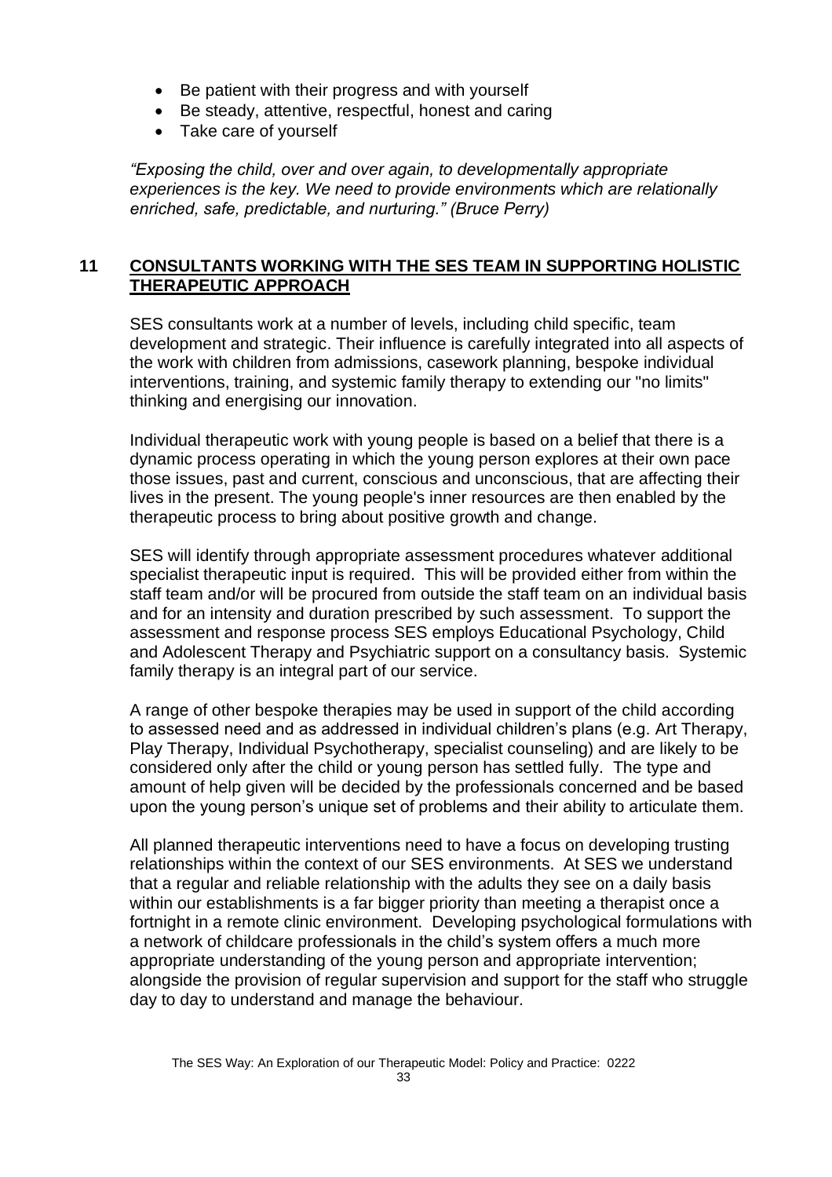- Be patient with their progress and with yourself
- Be steady, attentive, respectful, honest and caring
- Take care of yourself

*"Exposing the child, over and over again, to developmentally appropriate experiences is the key. We need to provide environments which are relationally enriched, safe, predictable, and nurturing." (Bruce Perry)*

## 11 CONSULTANTS WORKING WITH THE SES TEAM IN SUPPORTING HOLISTIC THERAPEUTIC APPROACH

SES consultants work at a number of levels, including child specific, team development and strategic. Their influence is carefully integrated into all aspects of the work with children from admissions, casework planning, bespoke individual interventions, training, and systemic family therapy to extending our "no limits" thinking and energising our innovation.

Individual therapeutic work with young people is based on a belief that there is a dynamic process operating in which the young person explores at their own pace those issues, past and current, conscious and unconscious, that are affecting their lives in the present. The young people's inner resources are then enabled by the therapeutic process to bring about positive growth and change.

SES will identify through appropriate assessment procedures whatever additional specialist therapeutic input is required. This will be provided either from within the staff team and/or will be procured from outside the staff team on an individual basis and for an intensity and duration prescribed by such assessment. To support the assessment and response process SES employs Educational Psychology, Child and Adolescent Therapy and Psychiatric support on a consultancy basis. Systemic family therapy is an integral part of our service.

A range of other bespoke therapies may be used in support of the child according to assessed need and as addressed in individual children's plans (e.g. Art Therapy, Play Therapy, Individual Psychotherapy, specialist counseling) and are likely to be considered only after the child or young person has settled fully. The type and amount of help given will be decided by the professionals concerned and be based upon the young person's unique set of problems and their ability to articulate them.

All planned therapeutic interventions need to have a focus on developing trusting relationships within the context of our SES environments. At SES we understand that a regular and reliable relationship with the adults they see on a daily basis within our establishments is a far bigger priority than meeting a therapist once a fortnight in a remote clinic environment. Developing psychological formulations with a network of childcare professionals in the child's system offers a much more appropriate understanding of the young person and appropriate intervention; alongside the provision of regular supervision and support for the staff who struggle day to day to understand and manage the behaviour.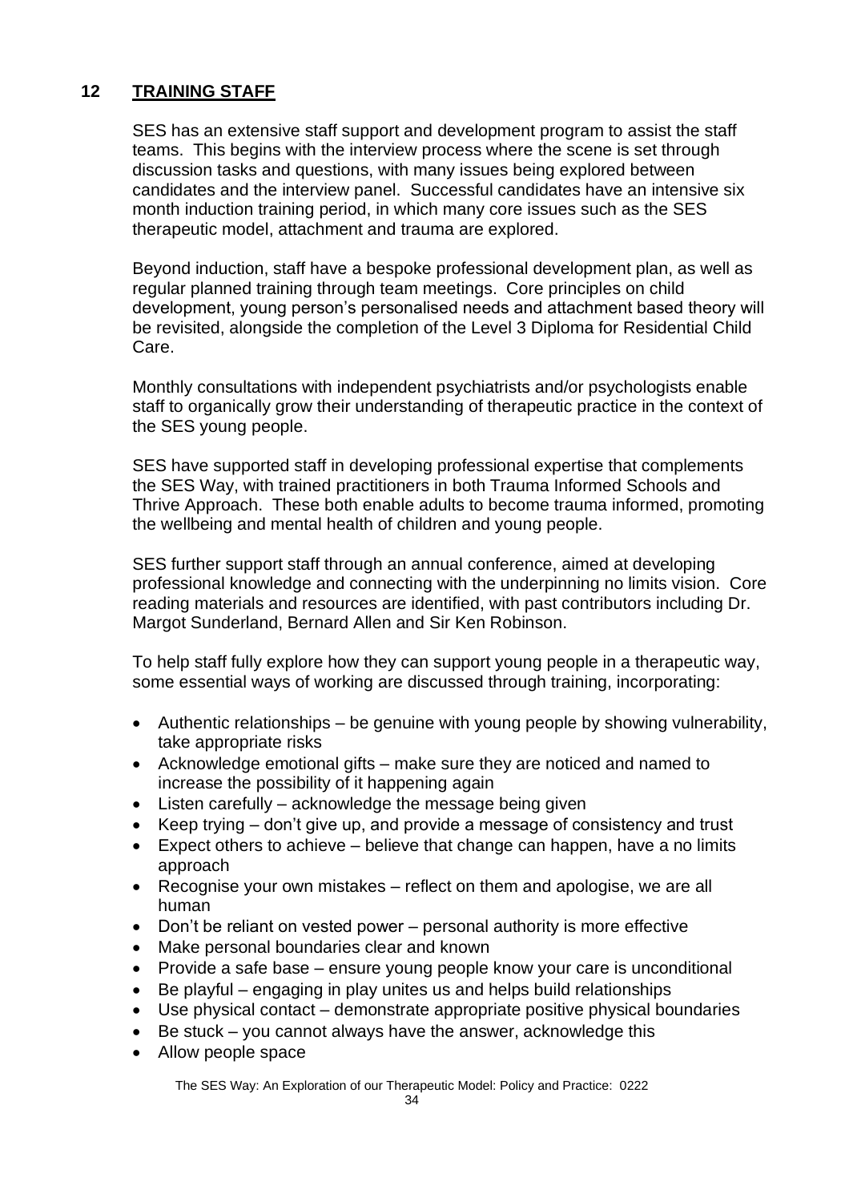## 12 TRAINING STAFF

SES has an extensive staff support and development program to assist the staff teams. This begins with the interview process where the scene is set through discussion tasks and questions, with many issues being explored between candidates and the interview panel. Successful candidates have an intensive six month induction training period, in which many core issues such as the SES therapeutic model, attachment and trauma are explored.

Beyond induction, staff have a bespoke professional development plan, as well as regular planned training through team meetings. Core principles on child development, young person's personalised needs and attachment based theory will be revisited, alongside the completion of the Level 3 Diploma for Residential Child Care.

Monthly consultations with independent psychiatrists and/or psychologists enable staff to organically grow their understanding of therapeutic practice in the context of the SES young people.

SES have supported staff in developing professional expertise that complements the SES Way, with trained practitioners in both Trauma Informed Schools and Thrive Approach. These both enable adults to become trauma informed, promoting the wellbeing and mental health of children and young people.

SES further support staff through an annual conference, aimed at developing professional knowledge and connecting with the underpinning no limits vision. Core reading materials and resources are identified, with past contributors including Dr. Margot Sunderland, Bernard Allen and Sir Ken Robinson.

To help staff fully explore how they can support young people in a therapeutic way, some essential ways of working are discussed through training, incorporating:

- Authentic relationships – be genuine with young people by showing vulnerability, take appropriate risks
- Acknowledge emotional gifts – make sure they are noticed and named to increase the possibility of it happening again
- Listen carefully – acknowledge the message being given
- Keep trying – don't give up, and provide a message of consistency and trust
- Expect others to achieve – believe that change can happen, have a no limits approach
- Recognise your own mistakes – reflect on them and apologise, we are all human
- Don't be reliant on vested power – personal authority is more effective
- Make personal boundaries clear and known
- Provide a safe base – ensure young people know your care is unconditional
- Be playful – engaging in play unites us and helps build relationships
- Use physical contact – demonstrate appropriate positive physical boundaries
- Be stuck – you cannot always have the answer, acknowledge this
- Allow people space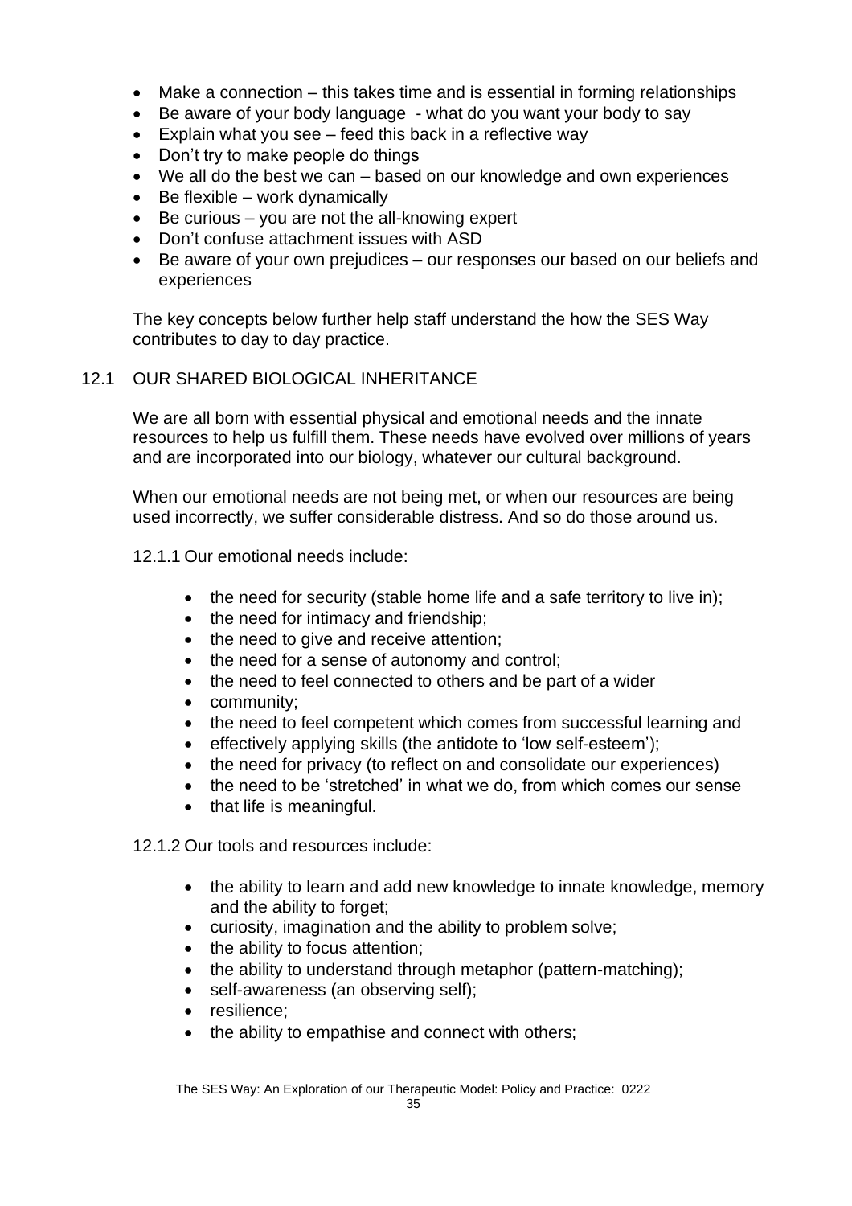- Make a connection – this takes time and is essential in forming relationships
- Be aware of your body language - what do you want your body to say
- Explain what you see – feed this back in a reflective way
- Don't try to make people do things
- We all do the best we can – based on our knowledge and own experiences
- Be flexible – work dynamically
- Be curious – you are not the all-knowing expert
- Don't confuse attachment issues with ASD
- Be aware of your own prejudices – our responses our based on our beliefs and experiences

The key concepts below further help staff understand the how the SES Way contributes to day to day practice.

## 12.1 OUR SHARED BIOLOGICAL INHERITANCE

We are all born with essential physical and emotional needs and the innate resources to help us fulfill them. These needs have evolved over millions of years and are incorporated into our biology, whatever our cultural background.

When our emotional needs are not being met, or when our resources are being used incorrectly, we suffer considerable distress. And so do those around us.

12.1.1 Our emotional needs include:

- the need for security (stable home life and a safe territory to live in);
- the need for intimacy and friendship;
- the need to give and receive attention;
- the need for a sense of autonomy and control;
- the need to feel connected to others and be part of a wider
- community;
- the need to feel competent which comes from successful learning and
- effectively applying skills (the antidote to 'low self-esteem');
- the need for privacy (to reflect on and consolidate our experiences)
- the need to be 'stretched' in what we do, from which comes our sense
- that life is meaningful.

12.1.2 Our tools and resources include:

- the ability to learn and add new knowledge to innate knowledge, memory and the ability to forget;
- curiosity, imagination and the ability to problem solve;
- the ability to focus attention;
- the ability to understand through metaphor (pattern-matching);
- self-awareness (an observing self);
- resilience;
- the ability to empathise and connect with others;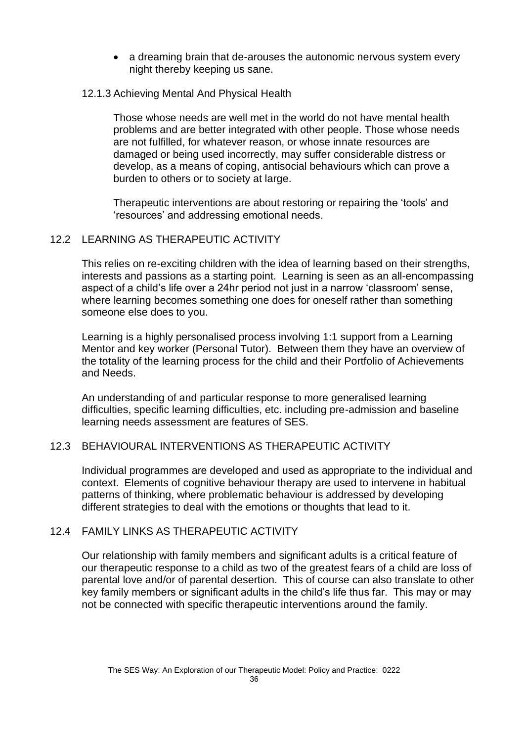- a dreaming brain that de-arouses the autonomic nervous system every night thereby keeping us sane.

### 12.1.3 Achieving Mental And Physical Health

Those whose needs are well met in the world do not have mental health problems and are better integrated with other people. Those whose needs are not fulfilled, for whatever reason, or whose innate resources are damaged or being used incorrectly, may suffer considerable distress or develop, as a means of coping, antisocial behaviours which can prove a burden to others or to society at large.

Therapeutic interventions are about restoring or repairing the 'tools' and 'resources' and addressing emotional needs.

## 12.2 LEARNING AS THERAPEUTIC ACTIVITY

This relies on re-exciting children with the idea of learning based on their strengths, interests and passions as a starting point. Learning is seen as an all-encompassing aspect of a child's life over a 24hr period not just in a narrow 'classroom' sense, where learning becomes something one does for oneself rather than something someone else does to you.

Learning is a highly personalised process involving 1:1 support from a Learning Mentor and key worker (Personal Tutor). Between them they have an overview of the totality of the learning process for the child and their Portfolio of Achievements and Needs.

An understanding of and particular response to more generalised learning difficulties, specific learning difficulties, etc. including pre-admission and baseline learning needs assessment are features of SES.

## 12.3 BEHAVIOURAL INTERVENTIONS AS THERAPEUTIC ACTIVITY

Individual programmes are developed and used as appropriate to the individual and context. Elements of cognitive behaviour therapy are used to intervene in habitual patterns of thinking, where problematic behaviour is addressed by developing different strategies to deal with the emotions or thoughts that lead to it.

## 12.4 FAMILY LINKS AS THERAPEUTIC ACTIVITY

Our relationship with family members and significant adults is a critical feature of our therapeutic response to a child as two of the greatest fears of a child are loss of parental love and/or of parental desertion. This of course can also translate to other key family members or significant adults in the child's life thus far. This may or may not be connected with specific therapeutic interventions around the family.